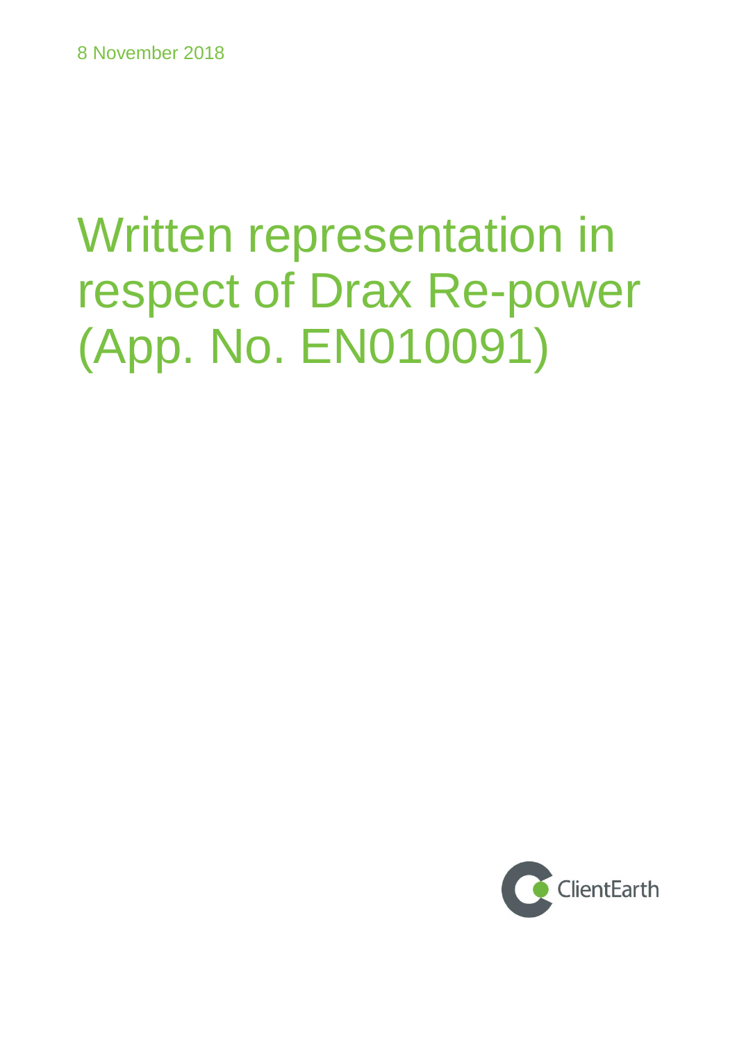8 November 2018

# Written representation in respect of Drax Re-power (App. No. EN010091)

ClientEarth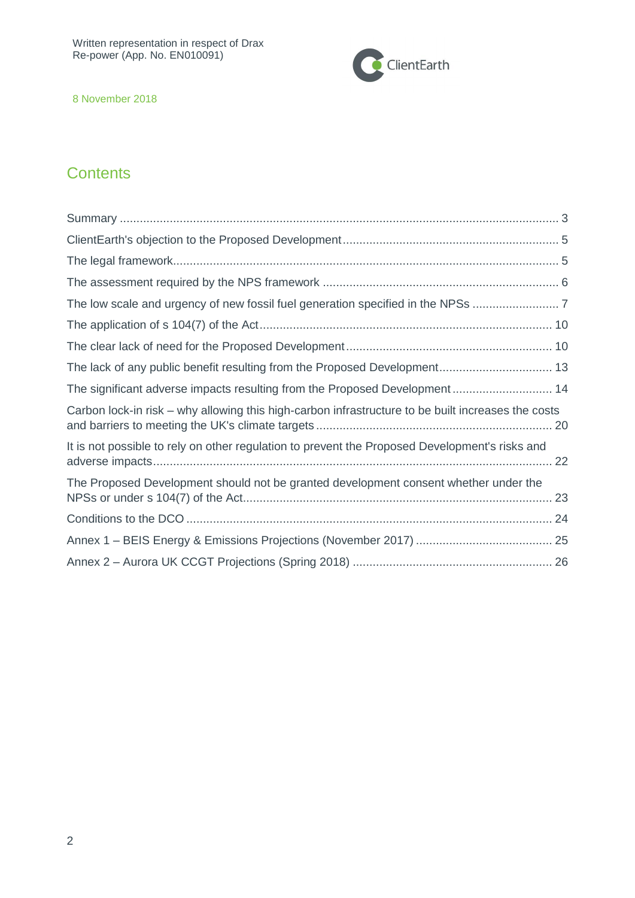## Contents

Summary ..... 3

ClientEarth's objection to the Proposed Development ..... 5

The legal framework ..... 5

The assessment required by the NPS framework ..... 6

The low scale and urgency of new fossil fuel generation specified in the NPSs ..... 7

The application of s 104(7) of the Act ..... 10

The clear lack of need for the Proposed Development ..... 10

The lack of any public benefit resulting from the Proposed Development ..... 13

The significant adverse impacts resulting from the Proposed Development ..... 14

Carbon lock-in risk – why allowing this high-carbon infrastructure to be built increases the costs and barriers to meeting the UK's climate targets ..... 20

It is not possible to rely on other regulation to prevent the Proposed Development's risks and adverse impacts ..... 22

The Proposed Development should not be granted development consent whether under the NPSs or under s 104(7) of the Act ..... 23

Conditions to the DCO ..... 24

Annex 1 – BEIS Energy & Emissions Projections (November 2017) ..... 25

Annex 2 – Aurora UK CCGT Projections (Spring 2018) ..... 26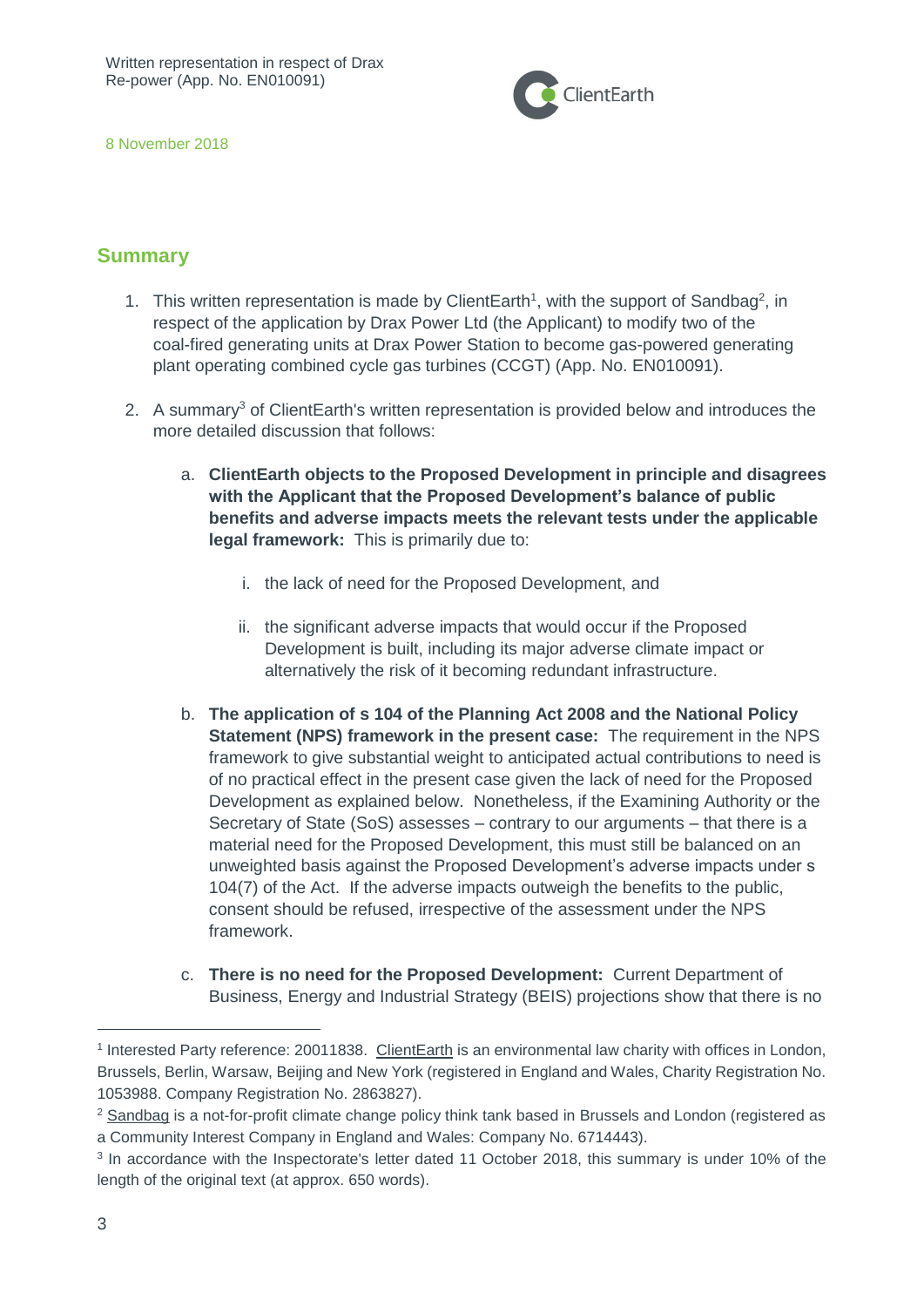Written representation in respect of Drax Re-power (App. No. EN010091)

8 November 2018

## Summary

1. This written representation is made by ClientEarth[1], with the support of Sandbag[2], in respect of the application by Drax Power Ltd (the Applicant) to modify two of the coal-fired generating units at Drax Power Station to become gas-powered generating plant operating combined cycle gas turbines (CCGT) (App. No. EN010091).

2. A summary[3] of ClientEarth's written representation is provided below and introduces the more detailed discussion that follows:

   a. **ClientEarth objects to the Proposed Development in principle and disagrees with the Applicant that the Proposed Development's balance of public benefits and adverse impacts meets the relevant tests under the applicable legal framework:** This is primarily due to:

      i. the lack of need for the Proposed Development, and

      ii. the significant adverse impacts that would occur if the Proposed Development is built, including its major adverse climate impact or alternatively the risk of it becoming redundant infrastructure.

   b. **The application of s 104 of the Planning Act 2008 and the National Policy Statement (NPS) framework in the present case:** The requirement in the NPS framework to give substantial weight to anticipated actual contributions to need is of no practical effect in the present case given the lack of need for the Proposed Development as explained below. Nonetheless, if the Examining Authority or the Secretary of State (SoS) assesses – contrary to our arguments – that there is a material need for the Proposed Development, this must still be balanced on an unweighted basis against the Proposed Development's adverse impacts under s 104(7) of the Act. If the adverse impacts outweigh the benefits to the public, consent should be refused, irrespective of the assessment under the NPS framework.

   c. **There is no need for the Proposed Development:** Current Department of Business, Energy and Industrial Strategy (BEIS) projections show that there is no

---

[1] Interested Party reference: 20011838. ClientEarth is an environmental law charity with offices in London, Brussels, Berlin, Warsaw, Beijing and New York (registered in England and Wales, Charity Registration No. 1053988. Company Registration No. 2863827).

[2] Sandbag is a not-for-profit climate change policy think tank based in Brussels and London (registered as a Community Interest Company in England and Wales: Company No. 6714443).

[3] In accordance with the Inspectorate's letter dated 11 October 2018, this summary is under 10% of the length of the original text (at approx. 650 words).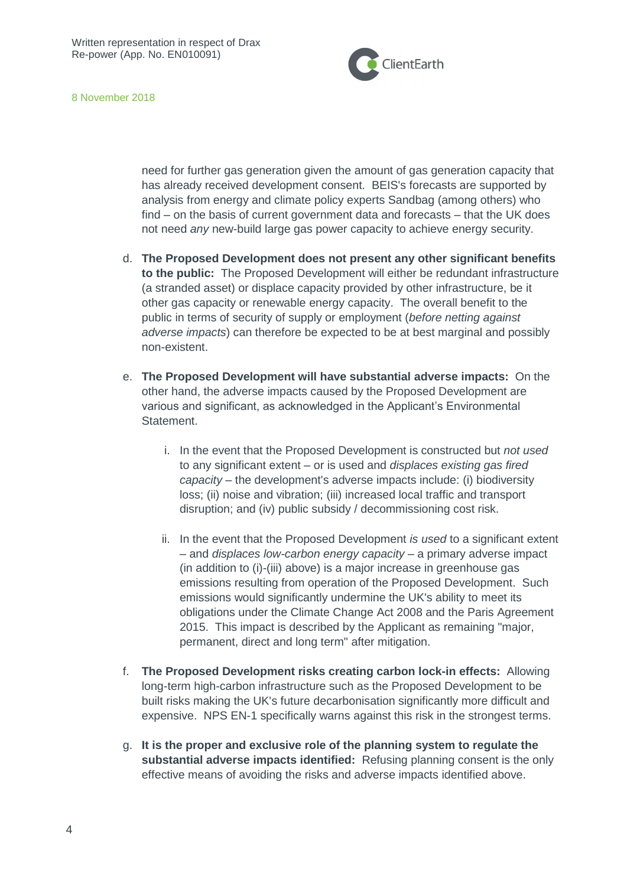need for further gas generation given the amount of gas generation capacity that has already received development consent. BEIS's forecasts are supported by analysis from energy and climate policy experts Sandbag (among others) who find – on the basis of current government data and forecasts – that the UK does not need *any* new-build large gas power capacity to achieve energy security.

d. **The Proposed Development does not present any other significant benefits to the public:** The Proposed Development will either be redundant infrastructure (a stranded asset) or displace capacity provided by other infrastructure, be it other gas capacity or renewable energy capacity. The overall benefit to the public in terms of security of supply or employment (*before netting against adverse impacts*) can therefore be expected to be at best marginal and possibly non-existent.

e. **The Proposed Development will have substantial adverse impacts:** On the other hand, the adverse impacts caused by the Proposed Development are various and significant, as acknowledged in the Applicant's Environmental Statement.

   i. In the event that the Proposed Development is constructed but *not used* to any significant extent – or is used and *displaces existing gas fired capacity* – the development's adverse impacts include: (i) biodiversity loss; (ii) noise and vibration; (iii) increased local traffic and transport disruption; and (iv) public subsidy / decommissioning cost risk.

   ii. In the event that the Proposed Development *is used* to a significant extent – and *displaces low-carbon energy capacity* – a primary adverse impact (in addition to (i)-(iii) above) is a major increase in greenhouse gas emissions resulting from operation of the Proposed Development. Such emissions would significantly undermine the UK's ability to meet its obligations under the Climate Change Act 2008 and the Paris Agreement 2015. This impact is described by the Applicant as remaining "major, permanent, direct and long term" after mitigation.

f. **The Proposed Development risks creating carbon lock-in effects:** Allowing long-term high-carbon infrastructure such as the Proposed Development to be built risks making the UK's future decarbonisation significantly more difficult and expensive. NPS EN-1 specifically warns against this risk in the strongest terms.

g. **It is the proper and exclusive role of the planning system to regulate the substantial adverse impacts identified:** Refusing planning consent is the only effective means of avoiding the risks and adverse impacts identified above.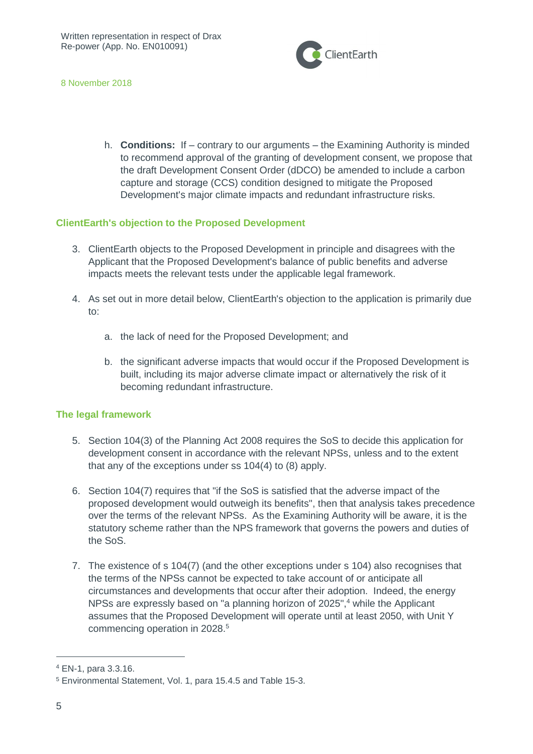h. **Conditions:** If – contrary to our arguments – the Examining Authority is minded to recommend approval of the granting of development consent, we propose that the draft Development Consent Order (dDCO) be amended to include a carbon capture and storage (CCS) condition designed to mitigate the Proposed Development's major climate impacts and redundant infrastructure risks.

## ClientEarth's objection to the Proposed Development

3. ClientEarth objects to the Proposed Development in principle and disagrees with the Applicant that the Proposed Development's balance of public benefits and adverse impacts meets the relevant tests under the applicable legal framework.

4. As set out in more detail below, ClientEarth's objection to the application is primarily due to:

   a. the lack of need for the Proposed Development; and

   b. the significant adverse impacts that would occur if the Proposed Development is built, including its major adverse climate impact or alternatively the risk of it becoming redundant infrastructure.

## The legal framework

5. Section 104(3) of the Planning Act 2008 requires the SoS to decide this application for development consent in accordance with the relevant NPSs, unless and to the extent that any of the exceptions under ss 104(4) to (8) apply.

6. Section 104(7) requires that "if the SoS is satisfied that the adverse impact of the proposed development would outweigh its benefits", then that analysis takes precedence over the terms of the relevant NPSs. As the Examining Authority will be aware, it is the statutory scheme rather than the NPS framework that governs the powers and duties of the SoS.

7. The existence of s 104(7) (and the other exceptions under s 104) also recognises that the terms of the NPSs cannot be expected to take account of or anticipate all circumstances and developments that occur after their adoption. Indeed, the energy NPSs are expressly based on "a planning horizon of 2025",[4] while the Applicant assumes that the Proposed Development will operate until at least 2050, with Unit Y commencing operation in 2028.[5]

---

[4] EN-1, para 3.3.16.

[5] Environmental Statement, Vol. 1, para 15.4.5 and Table 15-3.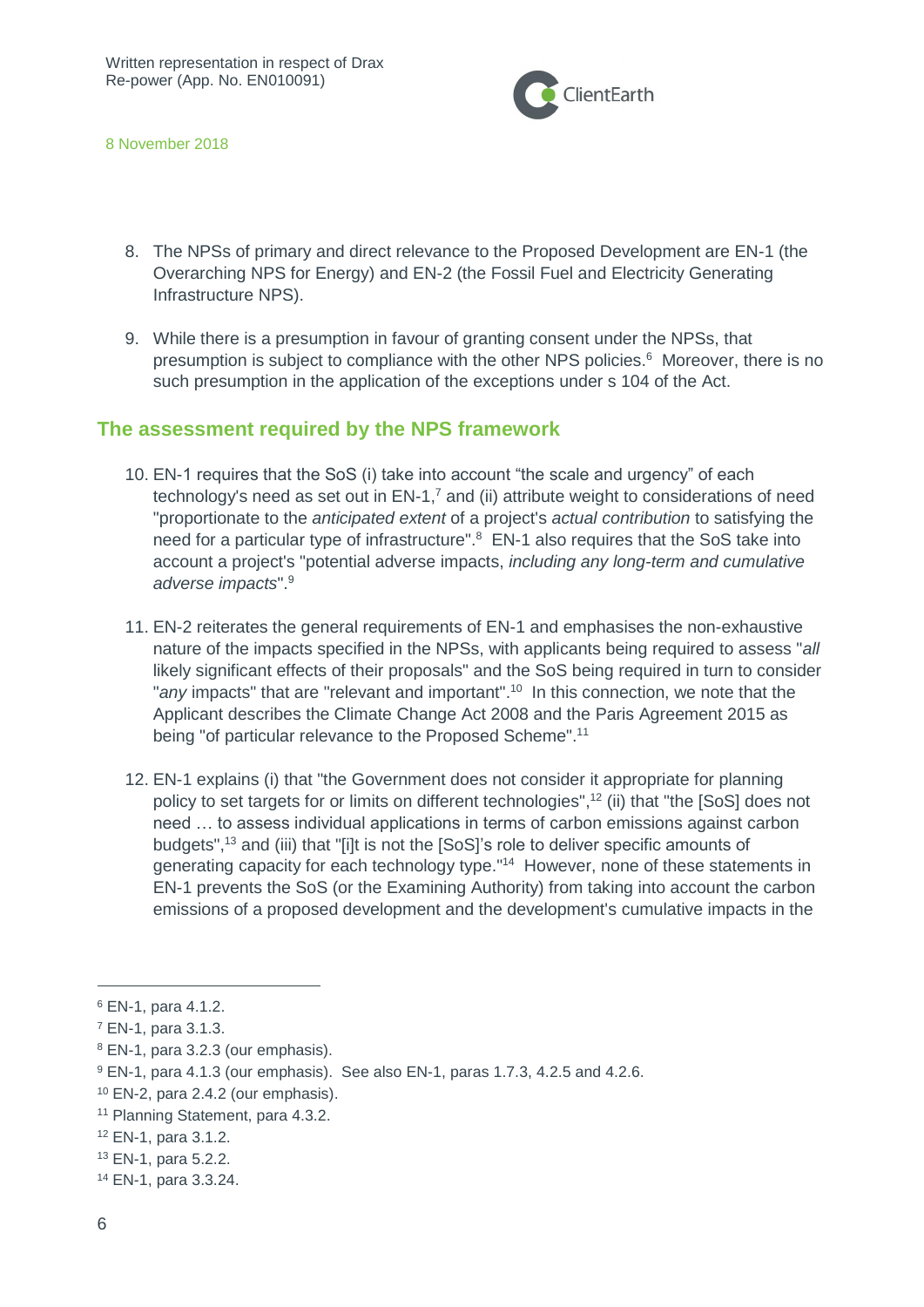8. The NPSs of primary and direct relevance to the Proposed Development are EN-1 (the Overarching NPS for Energy) and EN-2 (the Fossil Fuel and Electricity Generating Infrastructure NPS).

9. While there is a presumption in favour of granting consent under the NPSs, that presumption is subject to compliance with the other NPS policies.[6] Moreover, there is no such presumption in the application of the exceptions under s 104 of the Act.

## The assessment required by the NPS framework

10. EN-1 requires that the SoS (i) take into account "the scale and urgency" of each technology's need as set out in EN-1,[7] and (ii) attribute weight to considerations of need "proportionate to the *anticipated extent* of a project's *actual contribution* to satisfying the need for a particular type of infrastructure".[8] EN-1 also requires that the SoS take into account a project's "potential adverse impacts, *including any long-term and cumulative adverse impacts*".[9]

11. EN-2 reiterates the general requirements of EN-1 and emphasises the non-exhaustive nature of the impacts specified in the NPSs, with applicants being required to assess "*all* likely significant effects of their proposals" and the SoS being required in turn to consider "*any* impacts" that are "relevant and important".[10] In this connection, we note that the Applicant describes the Climate Change Act 2008 and the Paris Agreement 2015 as being "of particular relevance to the Proposed Scheme".[11]

12. EN-1 explains (i) that "the Government does not consider it appropriate for planning policy to set targets for or limits on different technologies",[12] (ii) that "the [SoS] does not need … to assess individual applications in terms of carbon emissions against carbon budgets",[13] and (iii) that "[i]t is not the [SoS]'s role to deliver specific amounts of generating capacity for each technology type."[14] However, none of these statements in EN-1 prevents the SoS (or the Examining Authority) from taking into account the carbon emissions of a proposed development and the development's cumulative impacts in the

---

[6] EN-1, para 4.1.2.

[7] EN-1, para 3.1.3.

[8] EN-1, para 3.2.3 (our emphasis).

[9] EN-1, para 4.1.3 (our emphasis). See also EN-1, paras 1.7.3, 4.2.5 and 4.2.6.

[10] EN-2, para 2.4.2 (our emphasis).

[11] Planning Statement, para 4.3.2.

[12] EN-1, para 3.1.2.

[13] EN-1, para 5.2.2.

[14] EN-1, para 3.3.24.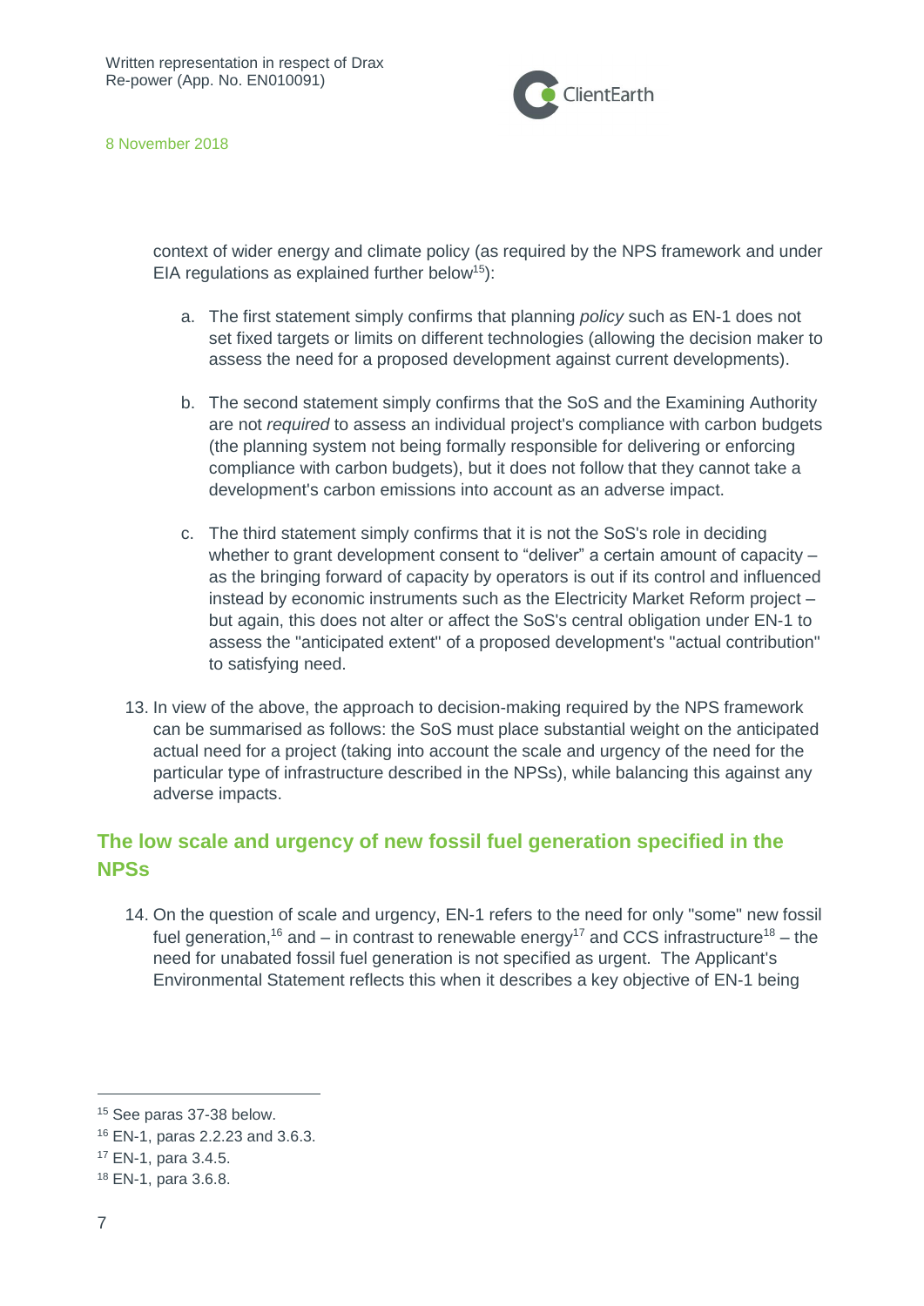context of wider energy and climate policy (as required by the NPS framework and under EIA regulations as explained further below[15]):

a. The first statement simply confirms that planning *policy* such as EN-1 does not set fixed targets or limits on different technologies (allowing the decision maker to assess the need for a proposed development against current developments).

b. The second statement simply confirms that the SoS and the Examining Authority are not *required* to assess an individual project's compliance with carbon budgets (the planning system not being formally responsible for delivering or enforcing compliance with carbon budgets), but it does not follow that they cannot take a development's carbon emissions into account as an adverse impact.

c. The third statement simply confirms that it is not the SoS's role in deciding whether to grant development consent to "deliver" a certain amount of capacity – as the bringing forward of capacity by operators is out if its control and influenced instead by economic instruments such as the Electricity Market Reform project – but again, this does not alter or affect the SoS's central obligation under EN-1 to assess the "anticipated extent" of a proposed development's "actual contribution" to satisfying need.

13. In view of the above, the approach to decision-making required by the NPS framework can be summarised as follows: the SoS must place substantial weight on the anticipated actual need for a project (taking into account the scale and urgency of the need for the particular type of infrastructure described in the NPSs), while balancing this against any adverse impacts.

## The low scale and urgency of new fossil fuel generation specified in the NPSs

14. On the question of scale and urgency, EN-1 refers to the need for only "some" new fossil fuel generation,[16] and – in contrast to renewable energy[17] and CCS infrastructure[18] – the need for unabated fossil fuel generation is not specified as urgent. The Applicant's Environmental Statement reflects this when it describes a key objective of EN-1 being

---

[15] See paras 37-38 below.

[16] EN-1, paras 2.2.23 and 3.6.3.

[17] EN-1, para 3.4.5.

[18] EN-1, para 3.6.8.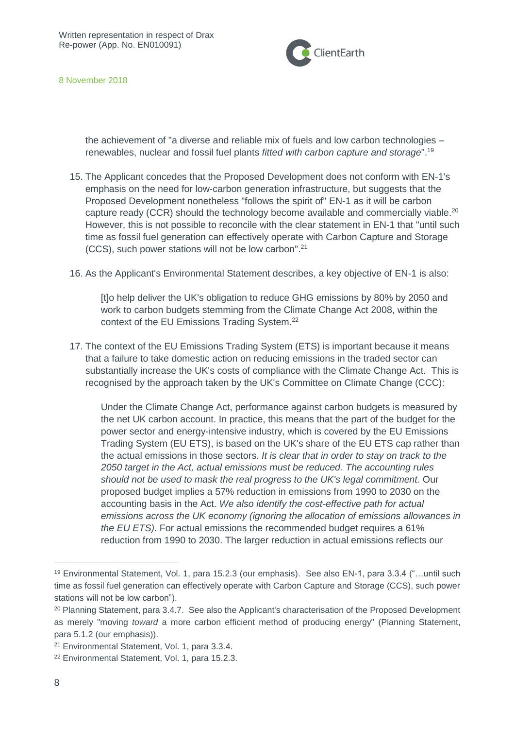the achievement of "a diverse and reliable mix of fuels and low carbon technologies – renewables, nuclear and fossil fuel plants *fitted with carbon capture and storage*".[19]

15. The Applicant concedes that the Proposed Development does not conform with EN-1's emphasis on the need for low-carbon generation infrastructure, but suggests that the Proposed Development nonetheless "follows the spirit of" EN-1 as it will be carbon capture ready (CCR) should the technology become available and commercially viable.[20] However, this is not possible to reconcile with the clear statement in EN-1 that "until such time as fossil fuel generation can effectively operate with Carbon Capture and Storage (CCS), such power stations will not be low carbon".[21]

16. As the Applicant's Environmental Statement describes, a key objective of EN-1 is also:

> [t]o help deliver the UK's obligation to reduce GHG emissions by 80% by 2050 and work to carbon budgets stemming from the Climate Change Act 2008, within the context of the EU Emissions Trading System.[22]

17. The context of the EU Emissions Trading System (ETS) is important because it means that a failure to take domestic action on reducing emissions in the traded sector can substantially increase the UK's costs of compliance with the Climate Change Act. This is recognised by the approach taken by the UK's Committee on Climate Change (CCC):

> Under the Climate Change Act, performance against carbon budgets is measured by the net UK carbon account. In practice, this means that the part of the budget for the power sector and energy-intensive industry, which is covered by the EU Emissions Trading System (EU ETS), is based on the UK's share of the EU ETS cap rather than the actual emissions in those sectors. *It is clear that in order to stay on track to the 2050 target in the Act, actual emissions must be reduced. The accounting rules should not be used to mask the real progress to the UK's legal commitment.* Our proposed budget implies a 57% reduction in emissions from 1990 to 2030 on the accounting basis in the Act. *We also identify the cost-effective path for actual emissions across the UK economy (ignoring the allocation of emissions allowances in the EU ETS)*. For actual emissions the recommended budget requires a 61% reduction from 1990 to 2030. The larger reduction in actual emissions reflects our

---

[19] Environmental Statement, Vol. 1, para 15.2.3 (our emphasis). See also EN-1, para 3.3.4 ("…until such time as fossil fuel generation can effectively operate with Carbon Capture and Storage (CCS), such power stations will not be low carbon").

[20] Planning Statement, para 3.4.7. See also the Applicant's characterisation of the Proposed Development as merely "moving *toward* a more carbon efficient method of producing energy" (Planning Statement, para 5.1.2 (our emphasis)).

[21] Environmental Statement, Vol. 1, para 3.3.4.

[22] Environmental Statement, Vol. 1, para 15.2.3.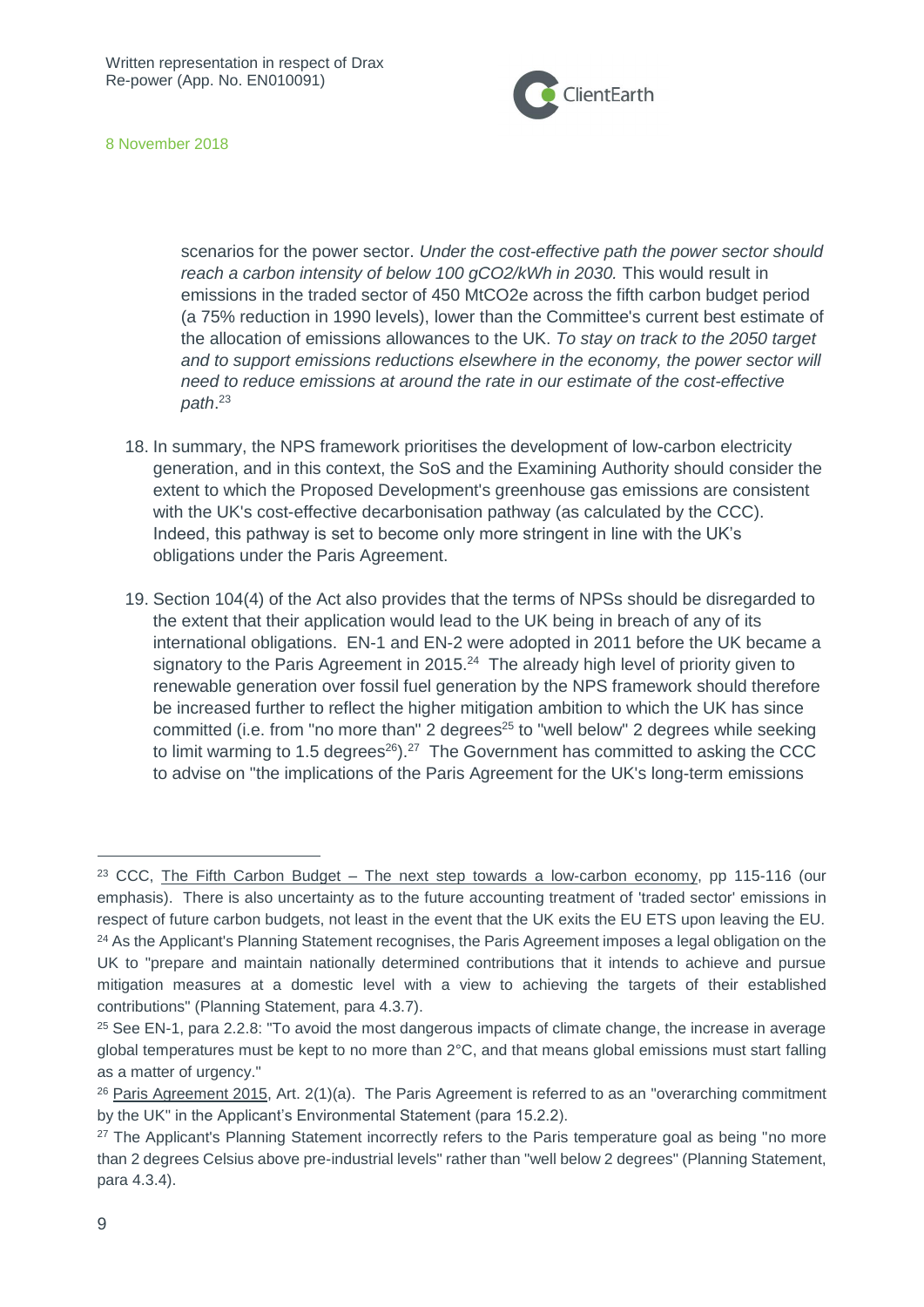scenarios for the power sector. *Under the cost-effective path the power sector should reach a carbon intensity of below 100 gCO2/kWh in 2030.* This would result in emissions in the traded sector of 450 MtCO2e across the fifth carbon budget period (a 75% reduction in 1990 levels), lower than the Committee's current best estimate of the allocation of emissions allowances to the UK. *To stay on track to the 2050 target and to support emissions reductions elsewhere in the economy, the power sector will need to reduce emissions at around the rate in our estimate of the cost-effective path*.[23]

18. In summary, the NPS framework prioritises the development of low-carbon electricity generation, and in this context, the SoS and the Examining Authority should consider the extent to which the Proposed Development's greenhouse gas emissions are consistent with the UK's cost-effective decarbonisation pathway (as calculated by the CCC). Indeed, this pathway is set to become only more stringent in line with the UK's obligations under the Paris Agreement.

19. Section 104(4) of the Act also provides that the terms of NPSs should be disregarded to the extent that their application would lead to the UK being in breach of any of its international obligations. EN-1 and EN-2 were adopted in 2011 before the UK became a signatory to the Paris Agreement in 2015.[24] The already high level of priority given to renewable generation over fossil fuel generation by the NPS framework should therefore be increased further to reflect the higher mitigation ambition to which the UK has since committed (i.e. from "no more than" 2 degrees[25] to "well below" 2 degrees while seeking to limit warming to 1.5 degrees[26]).[27] The Government has committed to asking the CCC to advise on "the implications of the Paris Agreement for the UK's long-term emissions

---

[23] CCC, The Fifth Carbon Budget – The next step towards a low-carbon economy, pp 115-116 (our emphasis). There is also uncertainty as to the future accounting treatment of 'traded sector' emissions in respect of future carbon budgets, not least in the event that the UK exits the EU ETS upon leaving the EU.

[24] As the Applicant's Planning Statement recognises, the Paris Agreement imposes a legal obligation on the UK to "prepare and maintain nationally determined contributions that it intends to achieve and pursue mitigation measures at a domestic level with a view to achieving the targets of their established contributions" (Planning Statement, para 4.3.7).

[25] See EN-1, para 2.2.8: "To avoid the most dangerous impacts of climate change, the increase in average global temperatures must be kept to no more than 2°C, and that means global emissions must start falling as a matter of urgency."

[26] Paris Agreement 2015, Art. 2(1)(a). The Paris Agreement is referred to as an "overarching commitment by the UK" in the Applicant's Environmental Statement (para 15.2.2).

[27] The Applicant's Planning Statement incorrectly refers to the Paris temperature goal as being "no more than 2 degrees Celsius above pre-industrial levels" rather than "well below 2 degrees" (Planning Statement, para 4.3.4).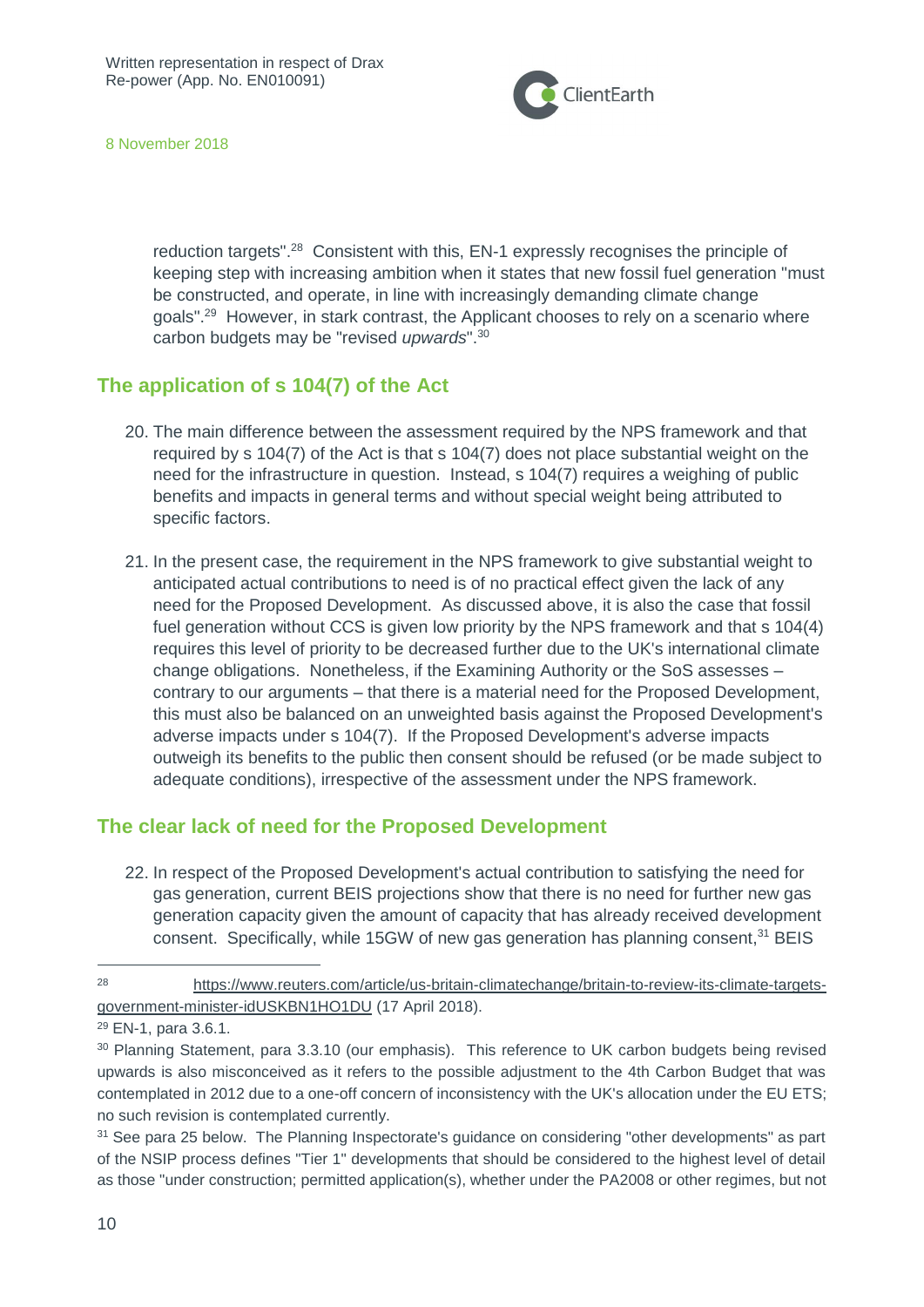reduction targets".[28] Consistent with this, EN-1 expressly recognises the principle of keeping step with increasing ambition when it states that new fossil fuel generation "must be constructed, and operate, in line with increasingly demanding climate change goals".[29] However, in stark contrast, the Applicant chooses to rely on a scenario where carbon budgets may be "revised *upwards*".[30]

## The application of s 104(7) of the Act

20. The main difference between the assessment required by the NPS framework and that required by s 104(7) of the Act is that s 104(7) does not place substantial weight on the need for the infrastructure in question. Instead, s 104(7) requires a weighing of public benefits and impacts in general terms and without special weight being attributed to specific factors.

21. In the present case, the requirement in the NPS framework to give substantial weight to anticipated actual contributions to need is of no practical effect given the lack of any need for the Proposed Development. As discussed above, it is also the case that fossil fuel generation without CCS is given low priority by the NPS framework and that s 104(4) requires this level of priority to be decreased further due to the UK's international climate change obligations. Nonetheless, if the Examining Authority or the SoS assesses – contrary to our arguments – that there is a material need for the Proposed Development, this must also be balanced on an unweighted basis against the Proposed Development's adverse impacts under s 104(7). If the Proposed Development's adverse impacts outweigh its benefits to the public then consent should be refused (or be made subject to adequate conditions), irrespective of the assessment under the NPS framework.

## The clear lack of need for the Proposed Development

22. In respect of the Proposed Development's actual contribution to satisfying the need for gas generation, current BEIS projections show that there is no need for further new gas generation capacity given the amount of capacity that has already received development consent. Specifically, while 15GW of new gas generation has planning consent,[31] BEIS

---

[28] https://www.reuters.com/article/us-britain-climatechange/britain-to-review-its-climate-targets-government-minister-idUSKBN1HO1DU (17 April 2018).

[29] EN-1, para 3.6.1.

[30] Planning Statement, para 3.3.10 (our emphasis). This reference to UK carbon budgets being revised upwards is also misconceived as it refers to the possible adjustment to the 4th Carbon Budget that was contemplated in 2012 due to a one-off concern of inconsistency with the UK's allocation under the EU ETS; no such revision is contemplated currently.

[31] See para 25 below. The Planning Inspectorate's guidance on considering "other developments" as part of the NSIP process defines "Tier 1" developments that should be considered to the highest level of detail as those "under construction; permitted application(s), whether under the PA2008 or other regimes, but not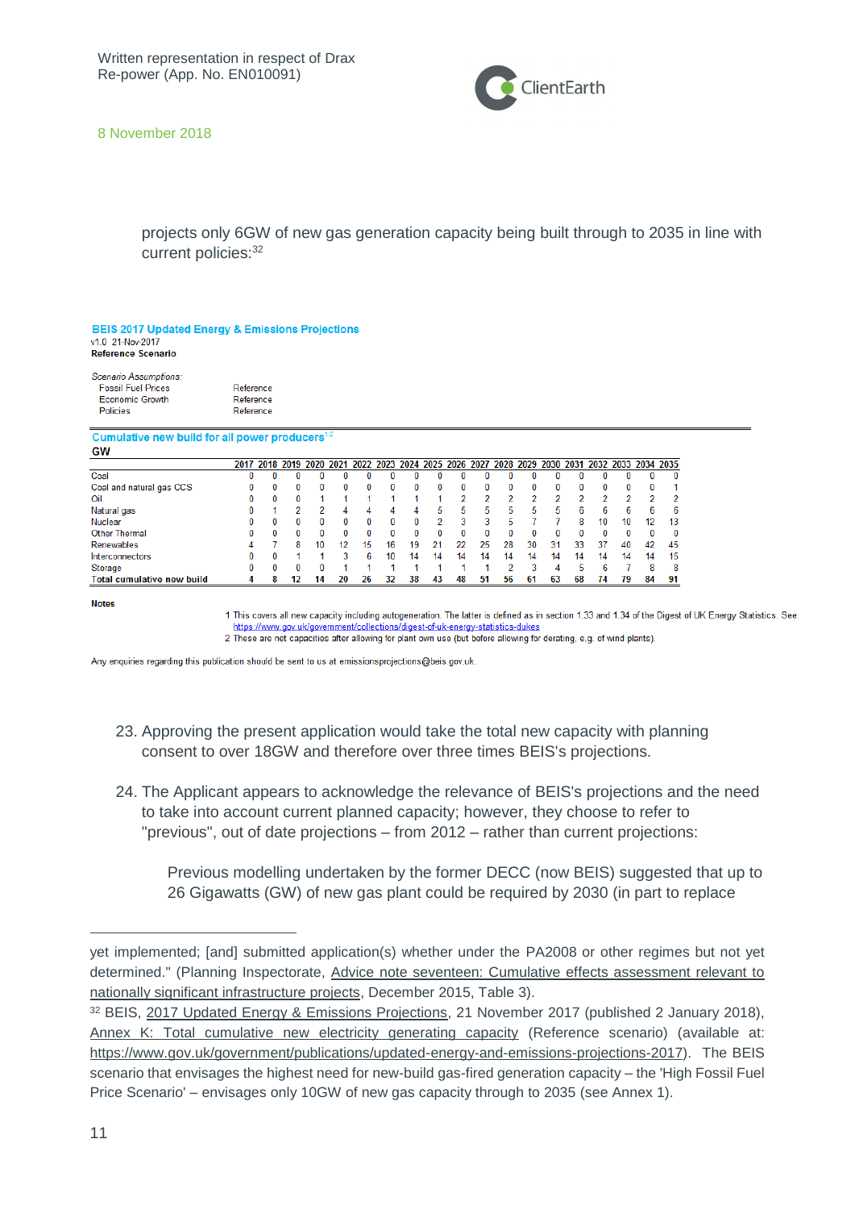projects only 6GW of new gas generation capacity being built through to 2035 in line with current policies:[32]

**BEIS 2017 Updated Energy & Emissions Projections**
v1.0 21-Nov-2017
**Reference Scenario**

*Scenario Assumptions:*

| | |
|---|---|
| Fossil Fuel Prices | Reference |
| Economic Growth | Reference |
| Policies | Reference |

**Cumulative new build for all power producers**[1 2]
**GW**

| | 2017 | 2018 | 2019 | 2020 | 2021 | 2022 | 2023 | 2024 | 2025 | 2026 | 2027 | 2028 | 2029 | 2030 | 2031 | 2032 | 2033 | 2034 | 2035 |
|---|---|---|---|---|---|---|---|---|---|---|---|---|---|---|---|---|---|---|---|
| Coal | 0 | 0 | 0 | 0 | 0 | 0 | 0 | 0 | 0 | 0 | 0 | 0 | 0 | 0 | 0 | 0 | 0 | 0 | 0 |
| Coal and natural gas CCS | 0 | 0 | 0 | 0 | 0 | 0 | 0 | 0 | 0 | 0 | 0 | 0 | 0 | 0 | 0 | 0 | 0 | 0 | 1 |
| Oil | 0 | 0 | 0 | 1 | 1 | 1 | 1 | 1 | 1 | 2 | 2 | 2 | 2 | 2 | 2 | 2 | 2 | 2 | 2 |
| Natural gas | 0 | 1 | 2 | 2 | 4 | 4 | 4 | 4 | 5 | 5 | 5 | 5 | 5 | 5 | 6 | 6 | 6 | 6 | 6 |
| Nuclear | 0 | 0 | 0 | 0 | 0 | 0 | 0 | 0 | 2 | 3 | 3 | 5 | 7 | 7 | 8 | 10 | 10 | 12 | 13 |
| Other Thermal | 0 | 0 | 0 | 0 | 0 | 0 | 0 | 0 | 0 | 0 | 0 | 0 | 0 | 0 | 0 | 0 | 0 | 0 | 0 |
| Renewables | 4 | 7 | 8 | 10 | 12 | 15 | 16 | 19 | 21 | 22 | 25 | 28 | 30 | 31 | 33 | 37 | 40 | 42 | 45 |
| Interconnectors | 0 | 0 | 1 | 1 | 3 | 6 | 10 | 14 | 14 | 14 | 14 | 14 | 14 | 14 | 14 | 14 | 14 | 14 | 15 |
| Storage | 0 | 0 | 0 | 0 | 1 | 1 | 1 | 1 | 1 | 1 | 1 | 2 | 3 | 4 | 5 | 6 | 7 | 8 | 8 |
| **Total cumulative new build** | 4 | 8 | 12 | 14 | 20 | 26 | 32 | 38 | 43 | 48 | 51 | 56 | 61 | 63 | 68 | 74 | 79 | 84 | 91 |

**Notes**

1 This covers all new capacity including autogeneration. The latter is defined as in section 1.33 and 1.34 of the Digest of UK Energy Statistics. See: https://www.gov.uk/government/collections/digest-of-uk-energy-statistics-dukes
2 These are net capacities after allowing for plant own use (but before allowing for derating, e.g. of wind plants).

Any enquiries regarding this publication should be sent to us at emissionsprojections@beis.gov.uk.

23. Approving the present application would take the total new capacity with planning consent to over 18GW and therefore over three times BEIS's projections.

24. The Applicant appears to acknowledge the relevance of BEIS's projections and the need to take into account current planned capacity; however, they choose to refer to "previous", out of date projections – from 2012 – rather than current projections:

> Previous modelling undertaken by the former DECC (now BEIS) suggested that up to 26 Gigawatts (GW) of new gas plant could be required by 2030 (in part to replace

---

yet implemented; [and] submitted application(s) whether under the PA2008 or other regimes but not yet determined." (Planning Inspectorate, Advice note seventeen: Cumulative effects assessment relevant to nationally significant infrastructure projects, December 2015, Table 3).

[32] BEIS, 2017 Updated Energy & Emissions Projections, 21 November 2017 (published 2 January 2018), Annex K: Total cumulative new electricity generating capacity (Reference scenario) (available at: https://www.gov.uk/government/publications/updated-energy-and-emissions-projections-2017). The BEIS scenario that envisages the highest need for new-build gas-fired generation capacity – the 'High Fossil Fuel Price Scenario' – envisages only 10GW of new gas capacity through to 2035 (see Annex 1).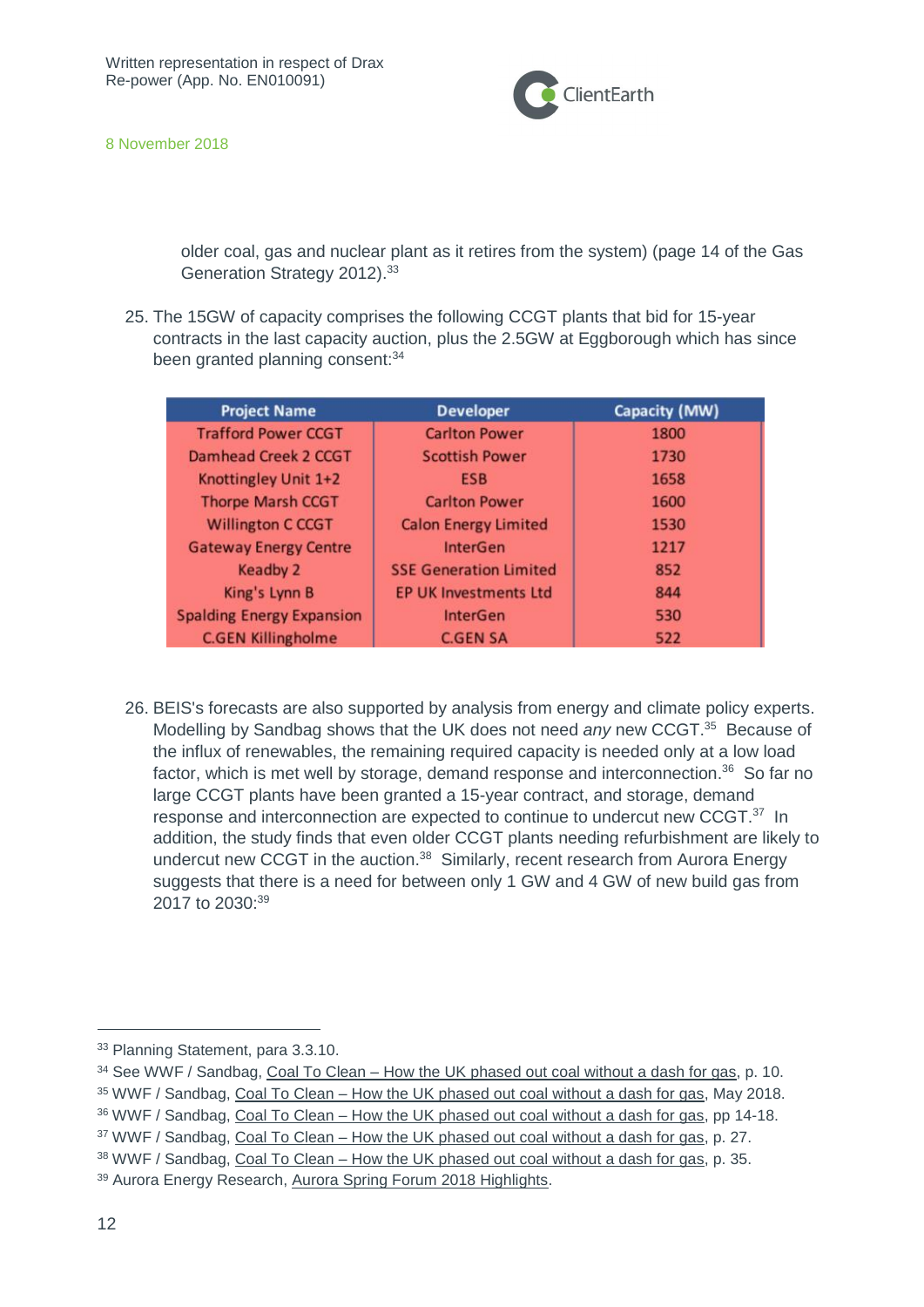older coal, gas and nuclear plant as it retires from the system) (page 14 of the Gas Generation Strategy 2012).[33]

25. The 15GW of capacity comprises the following CCGT plants that bid for 15-year contracts in the last capacity auction, plus the 2.5GW at Eggborough which has since been granted planning consent:[34]

| Project Name | Developer | Capacity (MW) |
|---|---|---|
| Trafford Power CCGT | Carlton Power | 1800 |
| Damhead Creek 2 CCGT | Scottish Power | 1730 |
| Knottingley Unit 1+2 | ESB | 1658 |
| Thorpe Marsh CCGT | Carlton Power | 1600 |
| Willington C CCGT | Calon Energy Limited | 1530 |
| Gateway Energy Centre | InterGen | 1217 |
| Keadby 2 | SSE Generation Limited | 852 |
| King's Lynn B | EP UK Investments Ltd | 844 |
| Spalding Energy Expansion | InterGen | 530 |
| C.GEN Killingholme | C.GEN SA | 522 |

26. BEIS's forecasts are also supported by analysis from energy and climate policy experts. Modelling by Sandbag shows that the UK does not need *any* new CCGT.[35] Because of the influx of renewables, the remaining required capacity is needed only at a low load factor, which is met well by storage, demand response and interconnection.[36] So far no large CCGT plants have been granted a 15-year contract, and storage, demand response and interconnection are expected to continue to undercut new CCGT.[37] In addition, the study finds that even older CCGT plants needing refurbishment are likely to undercut new CCGT in the auction.[38] Similarly, recent research from Aurora Energy suggests that there is a need for between only 1 GW and 4 GW of new build gas from 2017 to 2030:[39]

---

[33] Planning Statement, para 3.3.10.

[34] See WWF / Sandbag, Coal To Clean – How the UK phased out coal without a dash for gas, p. 10.

[35] WWF / Sandbag, Coal To Clean – How the UK phased out coal without a dash for gas, May 2018.

[36] WWF / Sandbag, Coal To Clean – How the UK phased out coal without a dash for gas, pp 14-18.

[37] WWF / Sandbag, Coal To Clean – How the UK phased out coal without a dash for gas, p. 27.

[38] WWF / Sandbag, Coal To Clean – How the UK phased out coal without a dash for gas, p. 35.

[39] Aurora Energy Research, Aurora Spring Forum 2018 Highlights.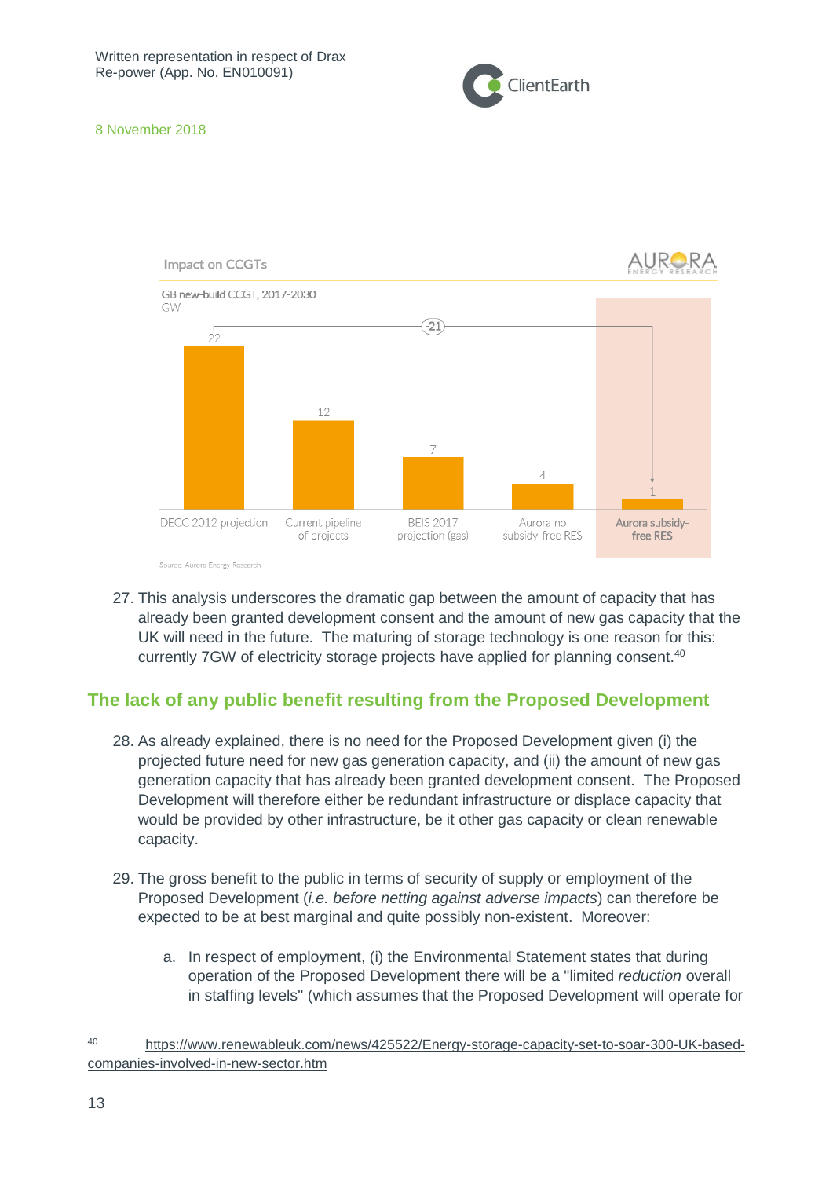Impact on CCGTs

GB new-build CCGT, 2017-2030

GW

| DECC 2012 projection | Current pipeline of projects | BEIS 2017 projection (gas) | Aurora no subsidy-free RES | Aurora subsidy-free RES |
|---|---|---|---|---|
| 22 | 12 | 7 | 4 | 1 |

-21

Source: Aurora Energy Research

27. This analysis underscores the dramatic gap between the amount of capacity that has already been granted development consent and the amount of new gas capacity that the UK will need in the future. The maturing of storage technology is one reason for this: currently 7GW of electricity storage projects have applied for planning consent.[40]

## The lack of any public benefit resulting from the Proposed Development

28. As already explained, there is no need for the Proposed Development given (i) the projected future need for new gas generation capacity, and (ii) the amount of new gas generation capacity that has already been granted development consent. The Proposed Development will therefore either be redundant infrastructure or displace capacity that would be provided by other infrastructure, be it other gas capacity or clean renewable capacity.

29. The gross benefit to the public in terms of security of supply or employment of the Proposed Development (*i.e. before netting against adverse impacts*) can therefore be expected to be at best marginal and quite possibly non-existent. Moreover:

    a. In respect of employment, (i) the Environmental Statement states that during operation of the Proposed Development there will be a "limited *reduction* overall in staffing levels" (which assumes that the Proposed Development will operate for

---

[40] https://www.renewableuk.com/news/425522/Energy-storage-capacity-set-to-soar-300-UK-based-companies-involved-in-new-sector.htm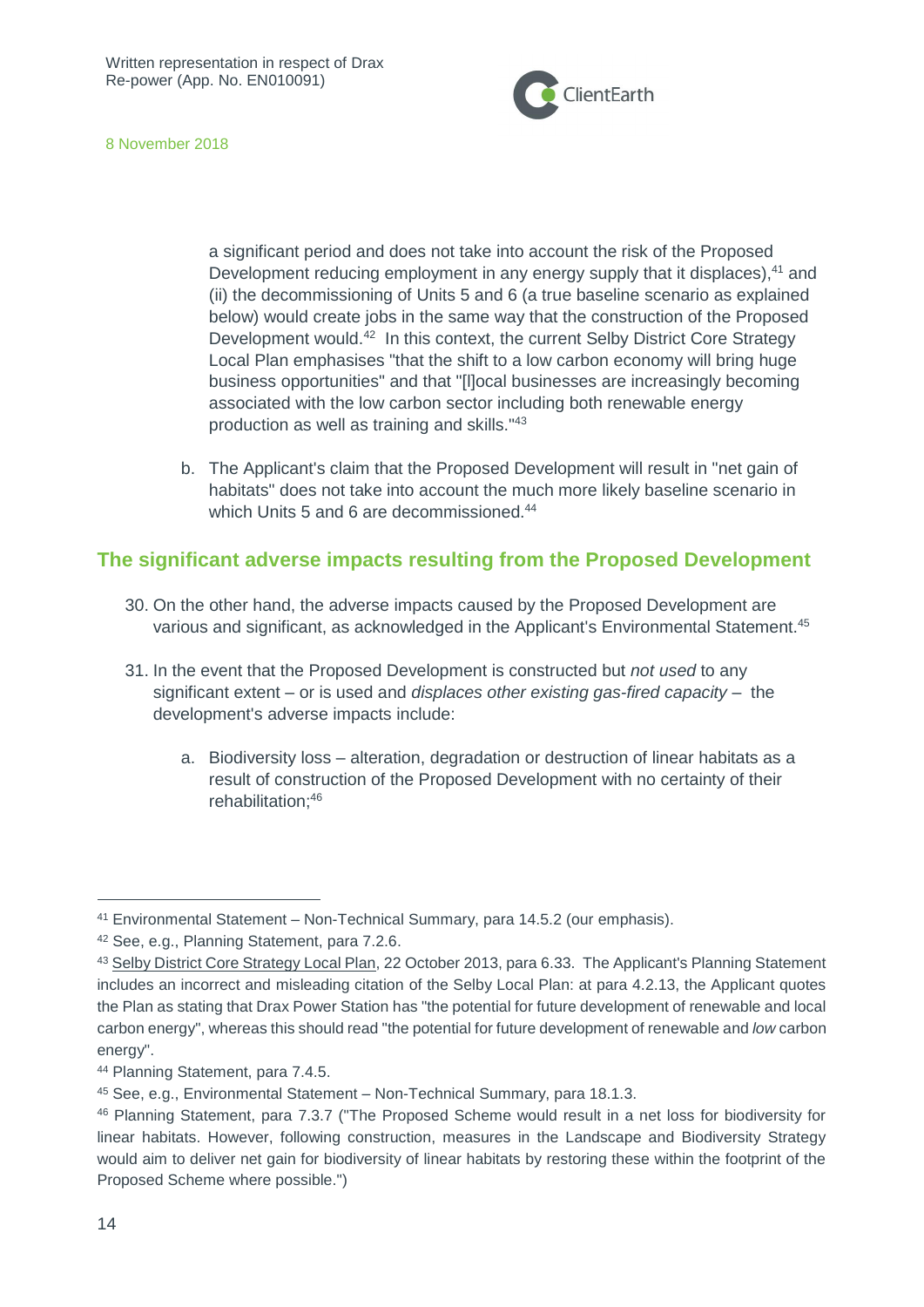a significant period and does not take into account the risk of the Proposed Development reducing employment in any energy supply that it displaces),[41] and (ii) the decommissioning of Units 5 and 6 (a true baseline scenario as explained below) would create jobs in the same way that the construction of the Proposed Development would.[42] In this context, the current Selby District Core Strategy Local Plan emphasises "that the shift to a low carbon economy will bring huge business opportunities" and that "[l]ocal businesses are increasingly becoming associated with the low carbon sector including both renewable energy production as well as training and skills."[43]

b. The Applicant's claim that the Proposed Development will result in "net gain of habitats" does not take into account the much more likely baseline scenario in which Units 5 and 6 are decommissioned.[44]

## The significant adverse impacts resulting from the Proposed Development

30. On the other hand, the adverse impacts caused by the Proposed Development are various and significant, as acknowledged in the Applicant's Environmental Statement.[45]

31. In the event that the Proposed Development is constructed but *not used* to any significant extent – or is used and *displaces other existing gas-fired capacity* – the development's adverse impacts include:

    a. Biodiversity loss – alteration, degradation or destruction of linear habitats as a result of construction of the Proposed Development with no certainty of their rehabilitation;[46]

---

[41] Environmental Statement – Non-Technical Summary, para 14.5.2 (our emphasis).

[42] See, e.g., Planning Statement, para 7.2.6.

[43] Selby District Core Strategy Local Plan, 22 October 2013, para 6.33. The Applicant's Planning Statement includes an incorrect and misleading citation of the Selby Local Plan: at para 4.2.13, the Applicant quotes the Plan as stating that Drax Power Station has "the potential for future development of renewable and local carbon energy", whereas this should read "the potential for future development of renewable and *low* carbon energy".

[44] Planning Statement, para 7.4.5.

[45] See, e.g., Environmental Statement – Non-Technical Summary, para 18.1.3.

[46] Planning Statement, para 7.3.7 ("The Proposed Scheme would result in a net loss for biodiversity for linear habitats. However, following construction, measures in the Landscape and Biodiversity Strategy would aim to deliver net gain for biodiversity of linear habitats by restoring these within the footprint of the Proposed Scheme where possible.")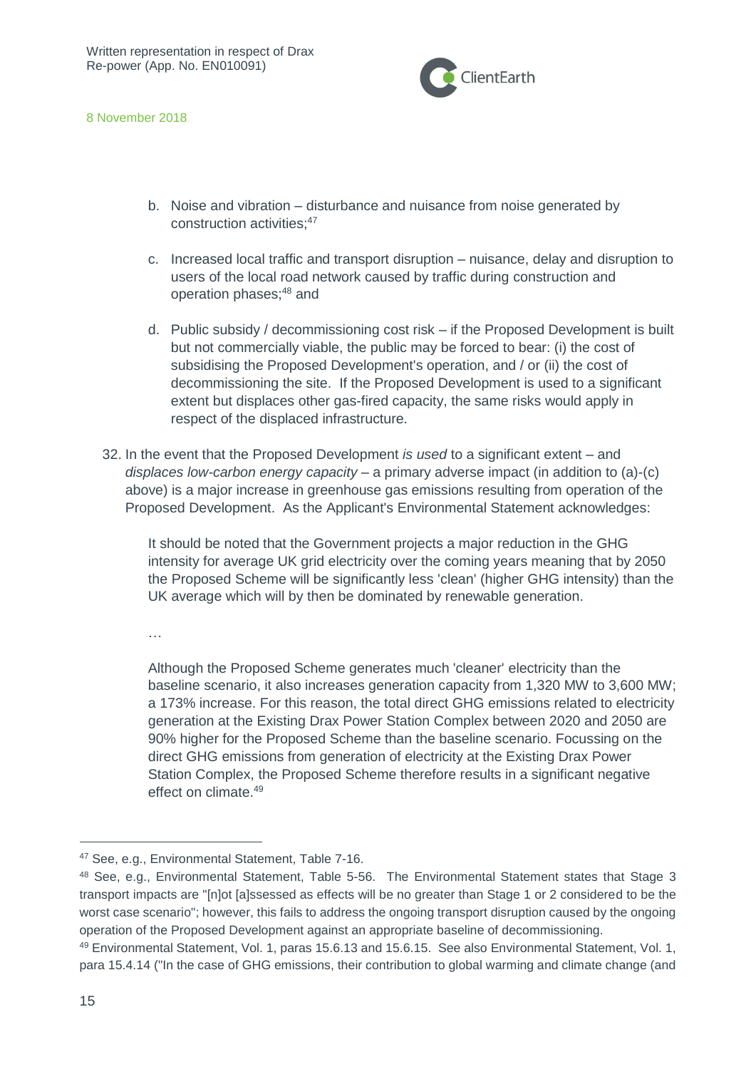b. Noise and vibration – disturbance and nuisance from noise generated by construction activities;[47]

c. Increased local traffic and transport disruption – nuisance, delay and disruption to users of the local road network caused by traffic during construction and operation phases;[48] and

d. Public subsidy / decommissioning cost risk – if the Proposed Development is built but not commercially viable, the public may be forced to bear: (i) the cost of subsidising the Proposed Development's operation, and / or (ii) the cost of decommissioning the site. If the Proposed Development is used to a significant extent but displaces other gas-fired capacity, the same risks would apply in respect of the displaced infrastructure.

32. In the event that the Proposed Development *is used* to a significant extent – and *displaces low-carbon energy capacity* – a primary adverse impact (in addition to (a)-(c) above) is a major increase in greenhouse gas emissions resulting from operation of the Proposed Development. As the Applicant's Environmental Statement acknowledges:

> It should be noted that the Government projects a major reduction in the GHG intensity for average UK grid electricity over the coming years meaning that by 2050 the Proposed Scheme will be significantly less 'clean' (higher GHG intensity) than the UK average which will by then be dominated by renewable generation.
>
> …
>
> Although the Proposed Scheme generates much 'cleaner' electricity than the baseline scenario, it also increases generation capacity from 1,320 MW to 3,600 MW; a 173% increase. For this reason, the total direct GHG emissions related to electricity generation at the Existing Drax Power Station Complex between 2020 and 2050 are 90% higher for the Proposed Scheme than the baseline scenario. Focussing on the direct GHG emissions from generation of electricity at the Existing Drax Power Station Complex, the Proposed Scheme therefore results in a significant negative effect on climate.[49]

---

[47] See, e.g., Environmental Statement, Table 7-16.

[48] See, e.g., Environmental Statement, Table 5-56. The Environmental Statement states that Stage 3 transport impacts are "[n]ot [a]ssessed as effects will be no greater than Stage 1 or 2 considered to be the worst case scenario"; however, this fails to address the ongoing transport disruption caused by the ongoing operation of the Proposed Development against an appropriate baseline of decommissioning.

[49] Environmental Statement, Vol. 1, paras 15.6.13 and 15.6.15. See also Environmental Statement, Vol. 1, para 15.4.14 ("In the case of GHG emissions, their contribution to global warming and climate change (and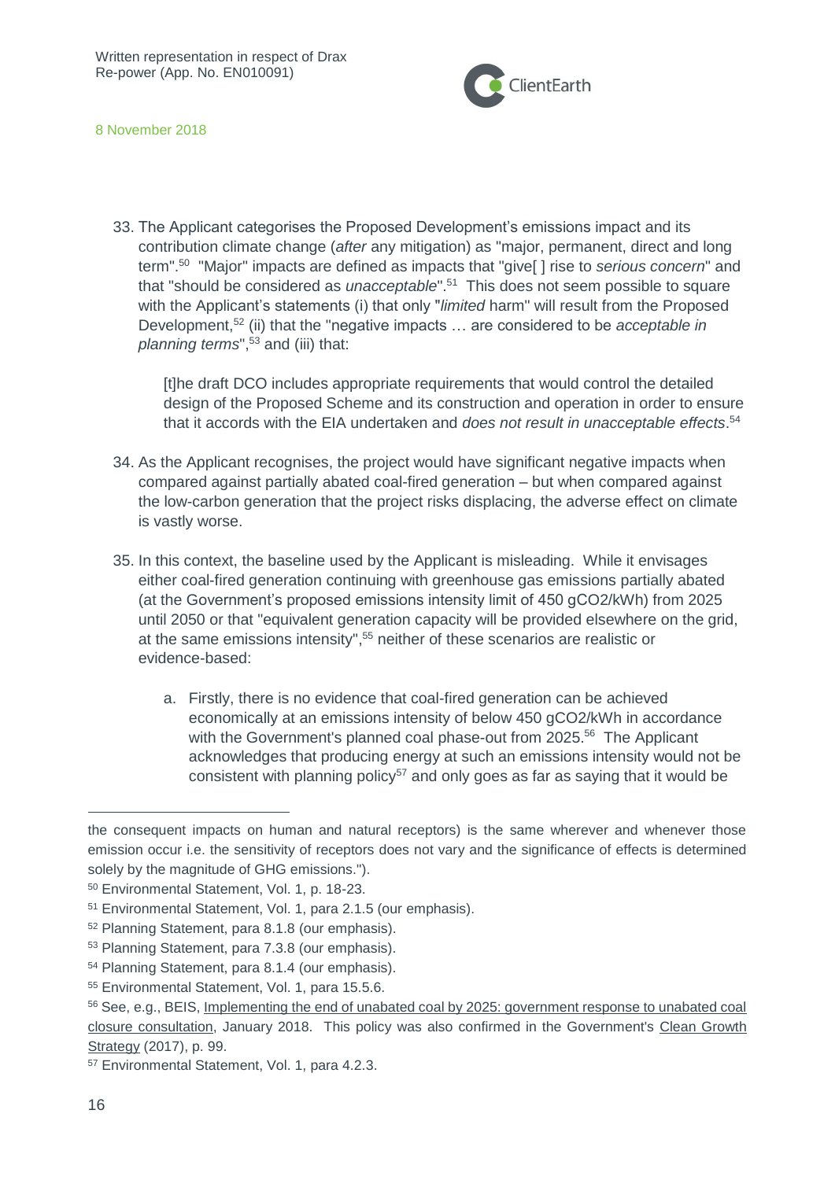33. The Applicant categorises the Proposed Development's emissions impact and its contribution climate change (*after* any mitigation) as "major, permanent, direct and long term".[50] "Major" impacts are defined as impacts that "give[ ] rise to *serious concern*" and that "should be considered as *unacceptable*".[51] This does not seem possible to square with the Applicant's statements (i) that only "*limited* harm" will result from the Proposed Development,[52] (ii) that the "negative impacts … are considered to be *acceptable in planning terms*",[53] and (iii) that:

    > [t]he draft DCO includes appropriate requirements that would control the detailed design of the Proposed Scheme and its construction and operation in order to ensure that it accords with the EIA undertaken and *does not result in unacceptable effects*.[54]

34. As the Applicant recognises, the project would have significant negative impacts when compared against partially abated coal-fired generation – but when compared against the low-carbon generation that the project risks displacing, the adverse effect on climate is vastly worse.

35. In this context, the baseline used by the Applicant is misleading. While it envisages either coal-fired generation continuing with greenhouse gas emissions partially abated (at the Government's proposed emissions intensity limit of 450 gCO2/kWh) from 2025 until 2050 or that "equivalent generation capacity will be provided elsewhere on the grid, at the same emissions intensity",[55] neither of these scenarios are realistic or evidence-based:

    a. Firstly, there is no evidence that coal-fired generation can be achieved economically at an emissions intensity of below 450 gCO2/kWh in accordance with the Government's planned coal phase-out from 2025.[56] The Applicant acknowledges that producing energy at such an emissions intensity would not be consistent with planning policy[57] and only goes as far as saying that it would be

---

the consequent impacts on human and natural receptors) is the same wherever and whenever those emission occur i.e. the sensitivity of receptors does not vary and the significance of effects is determined solely by the magnitude of GHG emissions.").

[50] Environmental Statement, Vol. 1, p. 18-23.

[51] Environmental Statement, Vol. 1, para 2.1.5 (our emphasis).

[52] Planning Statement, para 8.1.8 (our emphasis).

[53] Planning Statement, para 7.3.8 (our emphasis).

[54] Planning Statement, para 8.1.4 (our emphasis).

[55] Environmental Statement, Vol. 1, para 15.5.6.

[56] See, e.g., BEIS, Implementing the end of unabated coal by 2025: government response to unabated coal closure consultation, January 2018. This policy was also confirmed in the Government's Clean Growth Strategy (2017), p. 99.

[57] Environmental Statement, Vol. 1, para 4.2.3.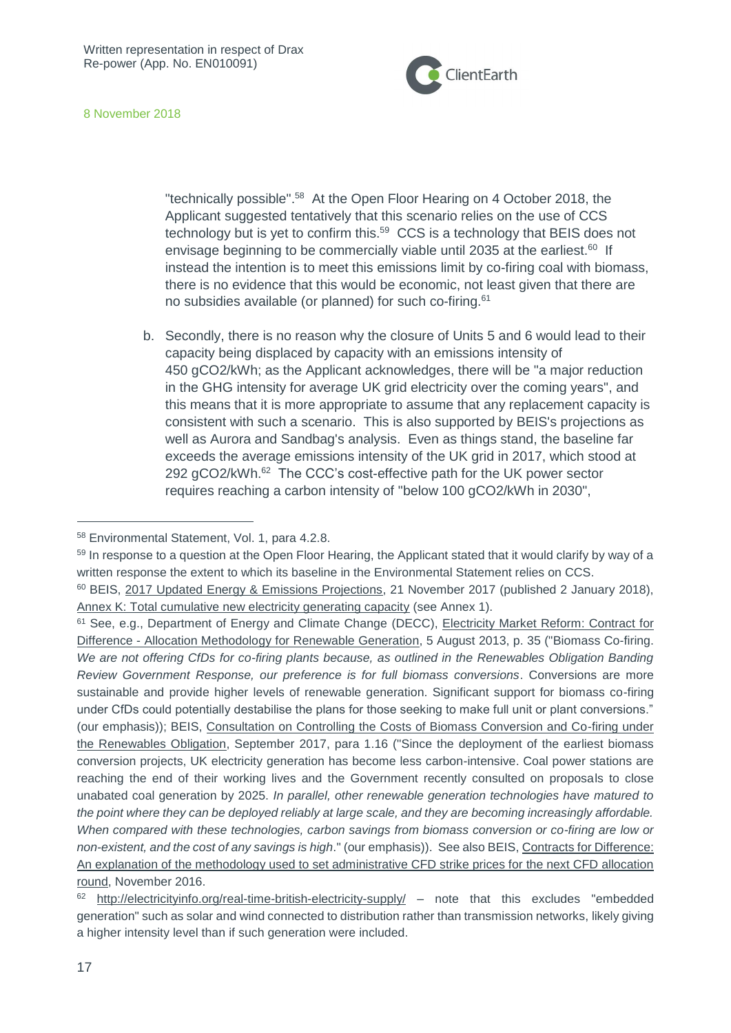"technically possible".[58] At the Open Floor Hearing on 4 October 2018, the Applicant suggested tentatively that this scenario relies on the use of CCS technology but is yet to confirm this.[59] CCS is a technology that BEIS does not envisage beginning to be commercially viable until 2035 at the earliest.[60] If instead the intention is to meet this emissions limit by co-firing coal with biomass, there is no evidence that this would be economic, not least given that there are no subsidies available (or planned) for such co-firing.[61]

b. Secondly, there is no reason why the closure of Units 5 and 6 would lead to their capacity being displaced by capacity with an emissions intensity of 450 gCO2/kWh; as the Applicant acknowledges, there will be "a major reduction in the GHG intensity for average UK grid electricity over the coming years", and this means that it is more appropriate to assume that any replacement capacity is consistent with such a scenario. This is also supported by BEIS's projections as well as Aurora and Sandbag's analysis. Even as things stand, the baseline far exceeds the average emissions intensity of the UK grid in 2017, which stood at 292 gCO2/kWh.[62] The CCC's cost-effective path for the UK power sector requires reaching a carbon intensity of "below 100 gCO2/kWh in 2030",

---

[58] Environmental Statement, Vol. 1, para 4.2.8.

[59] In response to a question at the Open Floor Hearing, the Applicant stated that it would clarify by way of a written response the extent to which its baseline in the Environmental Statement relies on CCS.

[60] BEIS, 2017 Updated Energy & Emissions Projections, 21 November 2017 (published 2 January 2018), Annex K: Total cumulative new electricity generating capacity (see Annex 1).

[61] See, e.g., Department of Energy and Climate Change (DECC), Electricity Market Reform: Contract for Difference - Allocation Methodology for Renewable Generation, 5 August 2013, p. 35 ("Biomass Co-firing. *We are not offering CfDs for co-firing plants because, as outlined in the Renewables Obligation Banding Review Government Response, our preference is for full biomass conversions*. Conversions are more sustainable and provide higher levels of renewable generation. Significant support for biomass co-firing under CfDs could potentially destabilise the plans for those seeking to make full unit or plant conversions." (our emphasis)); BEIS, Consultation on Controlling the Costs of Biomass Conversion and Co-firing under the Renewables Obligation, September 2017, para 1.16 ("Since the deployment of the earliest biomass conversion projects, UK electricity generation has become less carbon-intensive. Coal power stations are reaching the end of their working lives and the Government recently consulted on proposals to close unabated coal generation by 2025. *In parallel, other renewable generation technologies have matured to the point where they can be deployed reliably at large scale, and they are becoming increasingly affordable. When compared with these technologies, carbon savings from biomass conversion or co-firing are low or non-existent, and the cost of any savings is high*." (our emphasis)). See also BEIS, Contracts for Difference: An explanation of the methodology used to set administrative CFD strike prices for the next CFD allocation round, November 2016.

[62] http://electricityinfo.org/real-time-british-electricity-supply/ – note that this excludes "embedded generation" such as solar and wind connected to distribution rather than transmission networks, likely giving a higher intensity level than if such generation were included.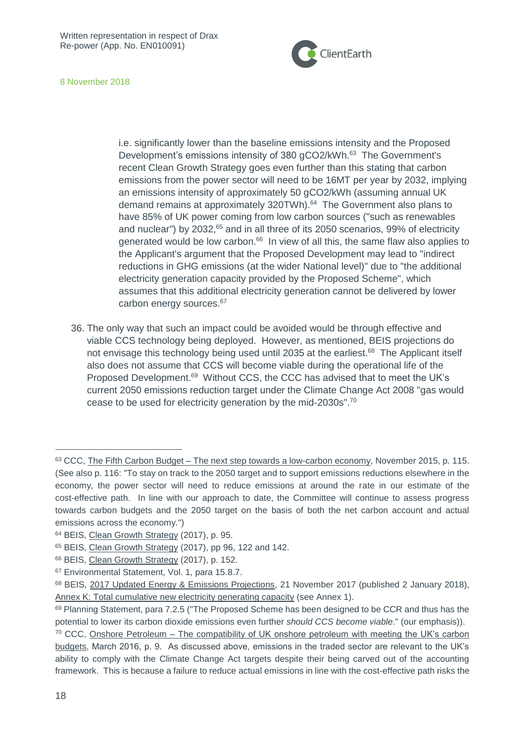i.e. significantly lower than the baseline emissions intensity and the Proposed Development's emissions intensity of 380 $gCO_2$/kWh.[63] The Government's recent Clean Growth Strategy goes even further than this stating that carbon emissions from the power sector will need to be 16MT per year by 2032, implying an emissions intensity of approximately 50 $gCO_2$/kWh (assuming annual UK demand remains at approximately 320TWh).[64] The Government also plans to have 85% of UK power coming from low carbon sources ("such as renewables and nuclear") by 2032,[65] and in all three of its 2050 scenarios, 99% of electricity generated would be low carbon.[66] In view of all this, the same flaw also applies to the Applicant's argument that the Proposed Development may lead to "indirect reductions in GHG emissions (at the wider National level)" due to "the additional electricity generation capacity provided by the Proposed Scheme", which assumes that this additional electricity generation cannot be delivered by lower carbon energy sources.[67]

36. The only way that such an impact could be avoided would be through effective and viable CCS technology being deployed. However, as mentioned, BEIS projections do not envisage this technology being used until 2035 at the earliest.[68] The Applicant itself also does not assume that CCS will become viable during the operational life of the Proposed Development.[69] Without CCS, the CCC has advised that to meet the UK's current 2050 emissions reduction target under the Climate Change Act 2008 "gas would cease to be used for electricity generation by the mid-2030s".[70]

---

[63] CCC, The Fifth Carbon Budget – The next step towards a low-carbon economy, November 2015, p. 115. (See also p. 116: "To stay on track to the 2050 target and to support emissions reductions elsewhere in the economy, the power sector will need to reduce emissions at around the rate in our estimate of the cost-effective path. In line with our approach to date, the Committee will continue to assess progress towards carbon budgets and the 2050 target on the basis of both the net carbon account and actual emissions across the economy.")

[64] BEIS, Clean Growth Strategy (2017), p. 95.

[65] BEIS, Clean Growth Strategy (2017), pp 96, 122 and 142.

[66] BEIS, Clean Growth Strategy (2017), p. 152.

[67] Environmental Statement, Vol. 1, para 15.8.7.

[68] BEIS, 2017 Updated Energy & Emissions Projections, 21 November 2017 (published 2 January 2018), Annex K: Total cumulative new electricity generating capacity (see Annex 1).

[69] Planning Statement, para 7.2.5 ("The Proposed Scheme has been designed to be CCR and thus has the potential to lower its carbon dioxide emissions even further *should CCS become viable*." (our emphasis)).

[70] CCC, Onshore Petroleum – The compatibility of UK onshore petroleum with meeting the UK's carbon budgets, March 2016, p. 9. As discussed above, emissions in the traded sector are relevant to the UK's ability to comply with the Climate Change Act targets despite their being carved out of the accounting framework. This is because a failure to reduce actual emissions in line with the cost-effective path risks the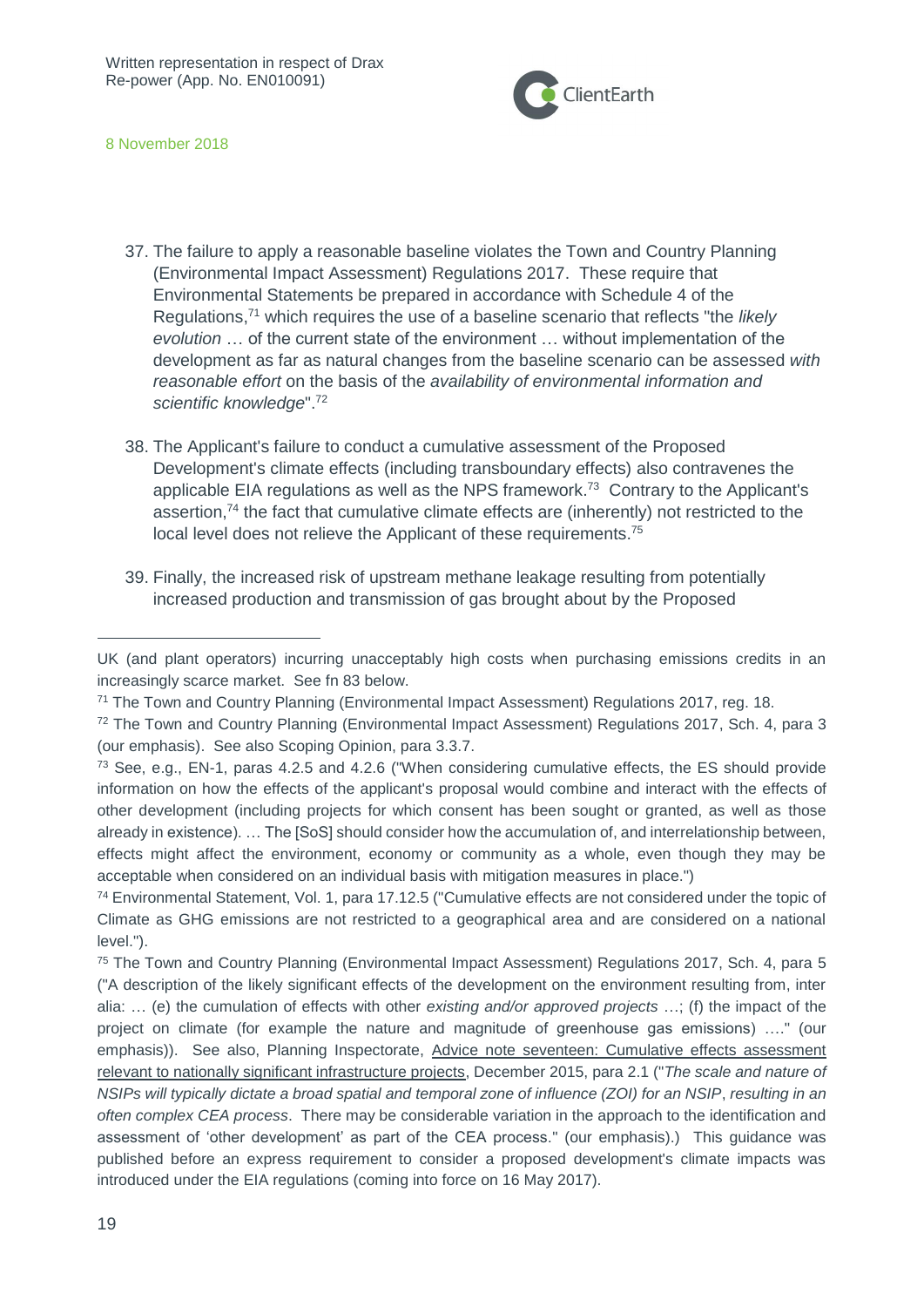37. The failure to apply a reasonable baseline violates the Town and Country Planning (Environmental Impact Assessment) Regulations 2017. These require that Environmental Statements be prepared in accordance with Schedule 4 of the Regulations,[71] which requires the use of a baseline scenario that reflects "the *likely evolution* … of the current state of the environment … without implementation of the development as far as natural changes from the baseline scenario can be assessed *with reasonable effort* on the basis of the *availability of environmental information and scientific knowledge*".[72]

38. The Applicant's failure to conduct a cumulative assessment of the Proposed Development's climate effects (including transboundary effects) also contravenes the applicable EIA regulations as well as the NPS framework.[73] Contrary to the Applicant's assertion,[74] the fact that cumulative climate effects are (inherently) not restricted to the local level does not relieve the Applicant of these requirements.[75]

39. Finally, the increased risk of upstream methane leakage resulting from potentially increased production and transmission of gas brought about by the Proposed

---

UK (and plant operators) incurring unacceptably high costs when purchasing emissions credits in an increasingly scarce market. See fn 83 below.

[71] The Town and Country Planning (Environmental Impact Assessment) Regulations 2017, reg. 18.

[72] The Town and Country Planning (Environmental Impact Assessment) Regulations 2017, Sch. 4, para 3 (our emphasis). See also Scoping Opinion, para 3.3.7.

[73] See, e.g., EN-1, paras 4.2.5 and 4.2.6 ("When considering cumulative effects, the ES should provide information on how the effects of the applicant's proposal would combine and interact with the effects of other development (including projects for which consent has been sought or granted, as well as those already in existence). … The [SoS] should consider how the accumulation of, and interrelationship between, effects might affect the environment, economy or community as a whole, even though they may be acceptable when considered on an individual basis with mitigation measures in place.")

[74] Environmental Statement, Vol. 1, para 17.12.5 ("Cumulative effects are not considered under the topic of Climate as GHG emissions are not restricted to a geographical area and are considered on a national level.").

[75] The Town and Country Planning (Environmental Impact Assessment) Regulations 2017, Sch. 4, para 5 ("A description of the likely significant effects of the development on the environment resulting from, inter alia: … (e) the cumulation of effects with other *existing and/or approved projects* …; (f) the impact of the project on climate (for example the nature and magnitude of greenhouse gas emissions) …." (our emphasis)). See also, Planning Inspectorate, Advice note seventeen: Cumulative effects assessment relevant to nationally significant infrastructure projects, December 2015, para 2.1 ("*The scale and nature of NSIPs will typically dictate a broad spatial and temporal zone of influence (ZOI) for an NSIP*, *resulting in an often complex CEA process*. There may be considerable variation in the approach to the identification and assessment of 'other development' as part of the CEA process." (our emphasis).) This guidance was published before an express requirement to consider a proposed development's climate impacts was introduced under the EIA regulations (coming into force on 16 May 2017).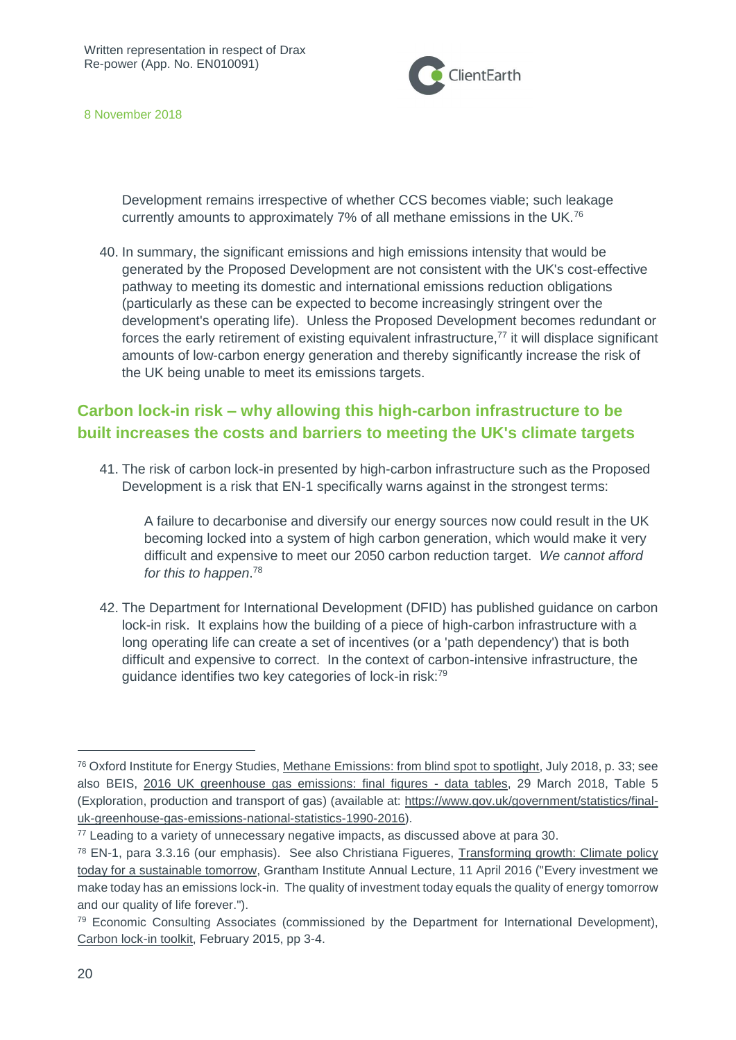Development remains irrespective of whether CCS becomes viable; such leakage currently amounts to approximately 7% of all methane emissions in the UK.[76]

40. In summary, the significant emissions and high emissions intensity that would be generated by the Proposed Development are not consistent with the UK's cost-effective pathway to meeting its domestic and international emissions reduction obligations (particularly as these can be expected to become increasingly stringent over the development's operating life). Unless the Proposed Development becomes redundant or forces the early retirement of existing equivalent infrastructure,[77] it will displace significant amounts of low-carbon energy generation and thereby significantly increase the risk of the UK being unable to meet its emissions targets.

## Carbon lock-in risk – why allowing this high-carbon infrastructure to be built increases the costs and barriers to meeting the UK's climate targets

41. The risk of carbon lock-in presented by high-carbon infrastructure such as the Proposed Development is a risk that EN-1 specifically warns against in the strongest terms:

> A failure to decarbonise and diversify our energy sources now could result in the UK becoming locked into a system of high carbon generation, which would make it very difficult and expensive to meet our 2050 carbon reduction target. *We cannot afford for this to happen*.[78]

42. The Department for International Development (DFID) has published guidance on carbon lock-in risk. It explains how the building of a piece of high-carbon infrastructure with a long operating life can create a set of incentives (or a 'path dependency') that is both difficult and expensive to correct. In the context of carbon-intensive infrastructure, the guidance identifies two key categories of lock-in risk:[79]

---

[76] Oxford Institute for Energy Studies, Methane Emissions: from blind spot to spotlight, July 2018, p. 33; see also BEIS, 2016 UK greenhouse gas emissions: final figures - data tables, 29 March 2018, Table 5 (Exploration, production and transport of gas) (available at: https://www.gov.uk/government/statistics/final-uk-greenhouse-gas-emissions-national-statistics-1990-2016).

[77] Leading to a variety of unnecessary negative impacts, as discussed above at para 30.

[78] EN-1, para 3.3.16 (our emphasis). See also Christiana Figueres, Transforming growth: Climate policy today for a sustainable tomorrow, Grantham Institute Annual Lecture, 11 April 2016 ("Every investment we make today has an emissions lock-in. The quality of investment today equals the quality of energy tomorrow and our quality of life forever.").

[79] Economic Consulting Associates (commissioned by the Department for International Development), Carbon lock-in toolkit, February 2015, pp 3-4.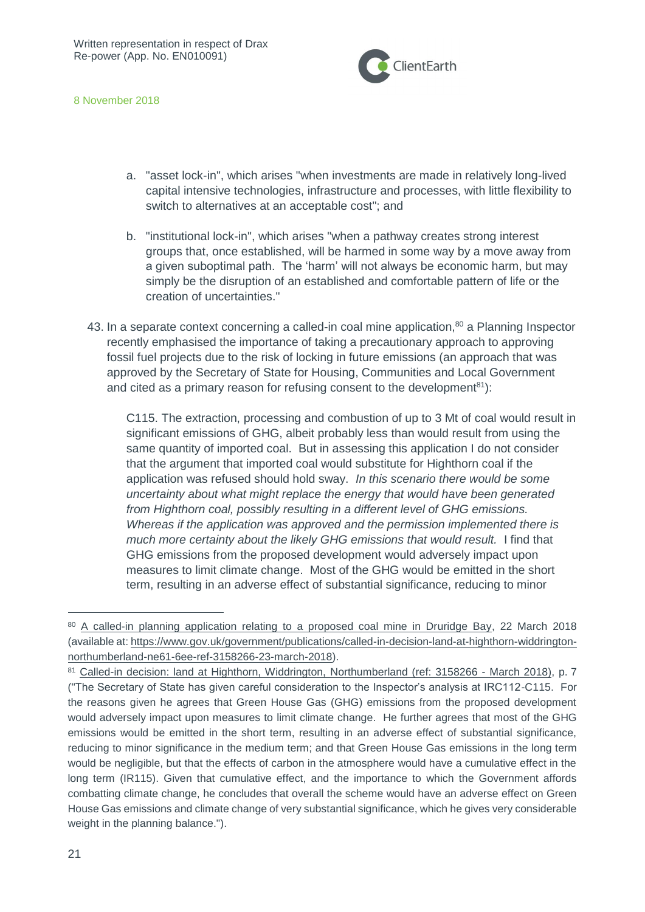a. "asset lock-in", which arises "when investments are made in relatively long-lived capital intensive technologies, infrastructure and processes, with little flexibility to switch to alternatives at an acceptable cost"; and

b. "institutional lock-in", which arises "when a pathway creates strong interest groups that, once established, will be harmed in some way by a move away from a given suboptimal path. The 'harm' will not always be economic harm, but may simply be the disruption of an established and comfortable pattern of life or the creation of uncertainties."

43. In a separate context concerning a called-in coal mine application,[80] a Planning Inspector recently emphasised the importance of taking a precautionary approach to approving fossil fuel projects due to the risk of locking in future emissions (an approach that was approved by the Secretary of State for Housing, Communities and Local Government and cited as a primary reason for refusing consent to the development[81]):

> C115. The extraction, processing and combustion of up to 3 Mt of coal would result in significant emissions of GHG, albeit probably less than would result from using the same quantity of imported coal. But in assessing this application I do not consider that the argument that imported coal would substitute for Highthorn coal if the application was refused should hold sway. *In this scenario there would be some uncertainty about what might replace the energy that would have been generated from Highthorn coal, possibly resulting in a different level of GHG emissions. Whereas if the application was approved and the permission implemented there is much more certainty about the likely GHG emissions that would result.* I find that GHG emissions from the proposed development would adversely impact upon measures to limit climate change. Most of the GHG would be emitted in the short term, resulting in an adverse effect of substantial significance, reducing to minor

---

[80] A called-in planning application relating to a proposed coal mine in Druridge Bay, 22 March 2018 (available at: https://www.gov.uk/government/publications/called-in-decision-land-at-highthorn-widdrington-northumberland-ne61-6ee-ref-3158266-23-march-2018).

[81] Called-in decision: land at Highthorn, Widdrington, Northumberland (ref: 3158266 - March 2018), p. 7 ("The Secretary of State has given careful consideration to the Inspector's analysis at IRC112-C115. For the reasons given he agrees that Green House Gas (GHG) emissions from the proposed development would adversely impact upon measures to limit climate change. He further agrees that most of the GHG emissions would be emitted in the short term, resulting in an adverse effect of substantial significance, reducing to minor significance in the medium term; and that Green House Gas emissions in the long term would be negligible, but that the effects of carbon in the atmosphere would have a cumulative effect in the long term (IR115). Given that cumulative effect, and the importance to which the Government affords combatting climate change, he concludes that overall the scheme would have an adverse effect on Green House Gas emissions and climate change of very substantial significance, which he gives very considerable weight in the planning balance.").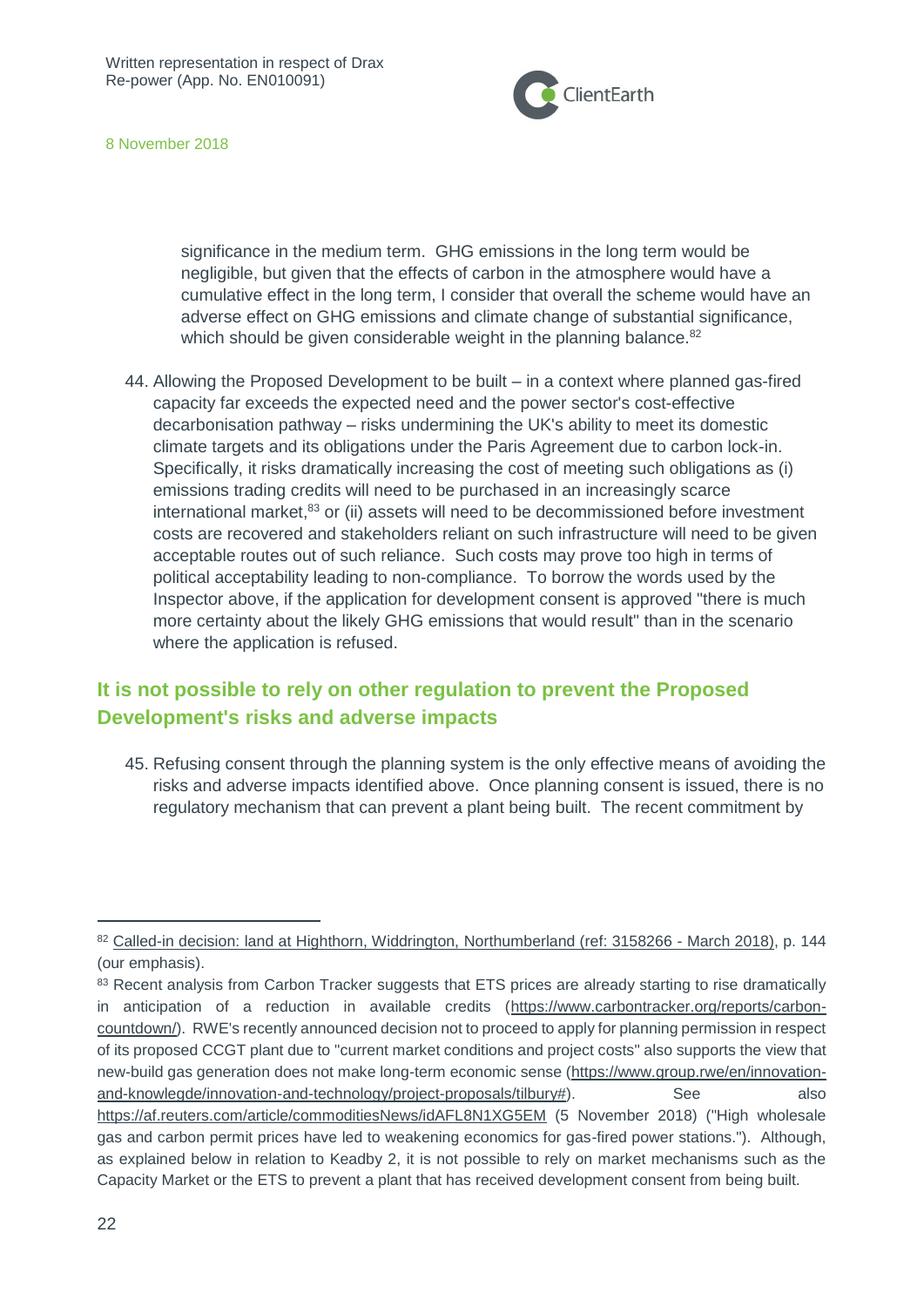significance in the medium term. GHG emissions in the long term would be negligible, but given that the effects of carbon in the atmosphere would have a cumulative effect in the long term, I consider that overall the scheme would have an adverse effect on GHG emissions and climate change of substantial significance, which should be given considerable weight in the planning balance.[82]

44. Allowing the Proposed Development to be built – in a context where planned gas-fired capacity far exceeds the expected need and the power sector's cost-effective decarbonisation pathway – risks undermining the UK's ability to meet its domestic climate targets and its obligations under the Paris Agreement due to carbon lock-in. Specifically, it risks dramatically increasing the cost of meeting such obligations as (i) emissions trading credits will need to be purchased in an increasingly scarce international market,[83] or (ii) assets will need to be decommissioned before investment costs are recovered and stakeholders reliant on such infrastructure will need to be given acceptable routes out of such reliance. Such costs may prove too high in terms of political acceptability leading to non-compliance. To borrow the words used by the Inspector above, if the application for development consent is approved "there is much more certainty about the likely GHG emissions that would result" than in the scenario where the application is refused.

## It is not possible to rely on other regulation to prevent the Proposed Development's risks and adverse impacts

45. Refusing consent through the planning system is the only effective means of avoiding the risks and adverse impacts identified above. Once planning consent is issued, there is no regulatory mechanism that can prevent a plant being built. The recent commitment by

---

[82] Called-in decision: land at Highthorn, Widdrington, Northumberland (ref: 3158266 - March 2018), p. 144 (our emphasis).

[83] Recent analysis from Carbon Tracker suggests that ETS prices are already starting to rise dramatically in anticipation of a reduction in available credits (https://www.carbontracker.org/reports/carbon-countdown/). RWE's recently announced decision not to proceed to apply for planning permission in respect of its proposed CCGT plant due to "current market conditions and project costs" also supports the view that new-build gas generation does not make long-term economic sense (https://www.group.rwe/en/innovation-and-knowlegde/innovation-and-technology/project-proposals/tilbury#). See also https://af.reuters.com/article/commoditiesNews/idAFL8N1XG5EM (5 November 2018) ("High wholesale gas and carbon permit prices have led to weakening economics for gas-fired power stations."). Although, as explained below in relation to Keadby 2, it is not possible to rely on market mechanisms such as the Capacity Market or the ETS to prevent a plant that has received development consent from being built.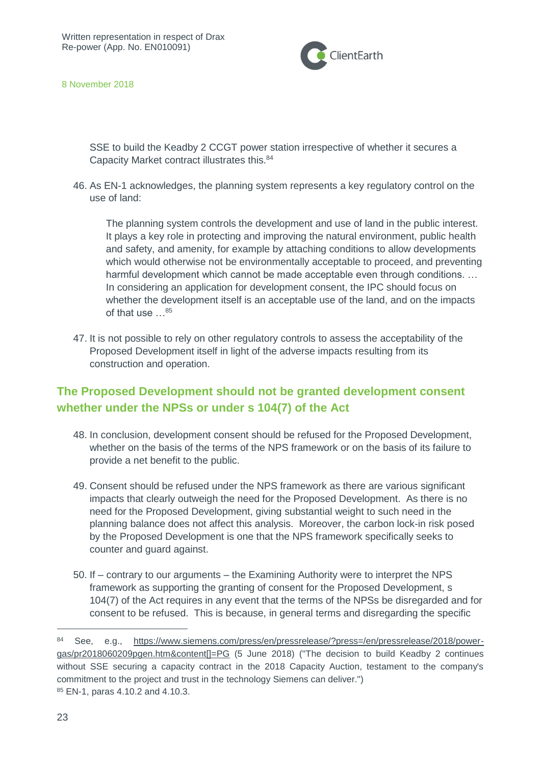SSE to build the Keadby 2 CCGT power station irrespective of whether it secures a Capacity Market contract illustrates this.[84]

46. As EN-1 acknowledges, the planning system represents a key regulatory control on the use of land:

> The planning system controls the development and use of land in the public interest. It plays a key role in protecting and improving the natural environment, public health and safety, and amenity, for example by attaching conditions to allow developments which would otherwise not be environmentally acceptable to proceed, and preventing harmful development which cannot be made acceptable even through conditions. … In considering an application for development consent, the IPC should focus on whether the development itself is an acceptable use of the land, and on the impacts of that use …[85]

47. It is not possible to rely on other regulatory controls to assess the acceptability of the Proposed Development itself in light of the adverse impacts resulting from its construction and operation.

## The Proposed Development should not be granted development consent whether under the NPSs or under s 104(7) of the Act

48. In conclusion, development consent should be refused for the Proposed Development, whether on the basis of the terms of the NPS framework or on the basis of its failure to provide a net benefit to the public.

49. Consent should be refused under the NPS framework as there are various significant impacts that clearly outweigh the need for the Proposed Development. As there is no need for the Proposed Development, giving substantial weight to such need in the planning balance does not affect this analysis. Moreover, the carbon lock-in risk posed by the Proposed Development is one that the NPS framework specifically seeks to counter and guard against.

50. If – contrary to our arguments – the Examining Authority were to interpret the NPS framework as supporting the granting of consent for the Proposed Development, s 104(7) of the Act requires in any event that the terms of the NPSs be disregarded and for consent to be refused. This is because, in general terms and disregarding the specific

---

[84] See, e.g., https://www.siemens.com/press/en/pressrelease/?press=/en/pressrelease/2018/power-gas/pr2018060209pgen.htm&content[]=PG (5 June 2018) ("The decision to build Keadby 2 continues without SSE securing a capacity contract in the 2018 Capacity Auction, testament to the company's commitment to the project and trust in the technology Siemens can deliver.")

[85] EN-1, paras 4.10.2 and 4.10.3.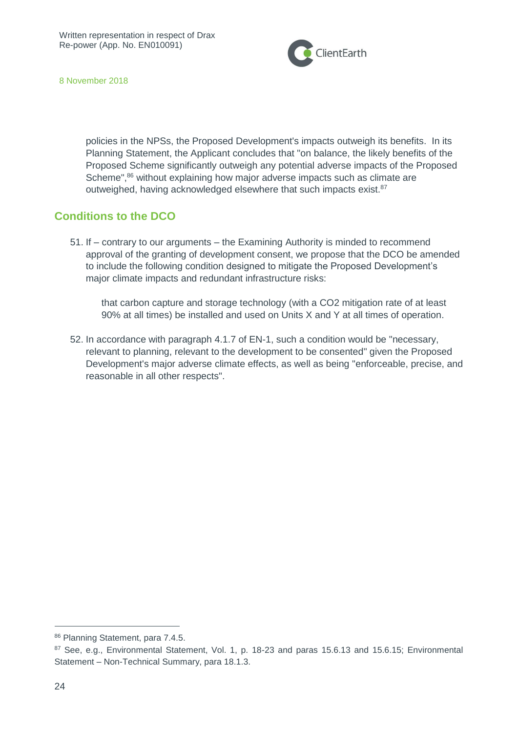policies in the NPSs, the Proposed Development's impacts outweigh its benefits. In its Planning Statement, the Applicant concludes that "on balance, the likely benefits of the Proposed Scheme significantly outweigh any potential adverse impacts of the Proposed Scheme",[86] without explaining how major adverse impacts such as climate are outweighed, having acknowledged elsewhere that such impacts exist.[87]

## Conditions to the DCO

51. If – contrary to our arguments – the Examining Authority is minded to recommend approval of the granting of development consent, we propose that the DCO be amended to include the following condition designed to mitigate the Proposed Development's major climate impacts and redundant infrastructure risks:

    that carbon capture and storage technology (with a $CO_2$ mitigation rate of at least 90% at all times) be installed and used on Units X and Y at all times of operation.

52. In accordance with paragraph 4.1.7 of EN-1, such a condition would be "necessary, relevant to planning, relevant to the development to be consented" given the Proposed Development's major adverse climate effects, as well as being "enforceable, precise, and reasonable in all other respects".

---

[86] Planning Statement, para 7.4.5.

[87] See, e.g., Environmental Statement, Vol. 1, p. 18-23 and paras 15.6.13 and 15.6.15; Environmental Statement – Non-Technical Summary, para 18.1.3.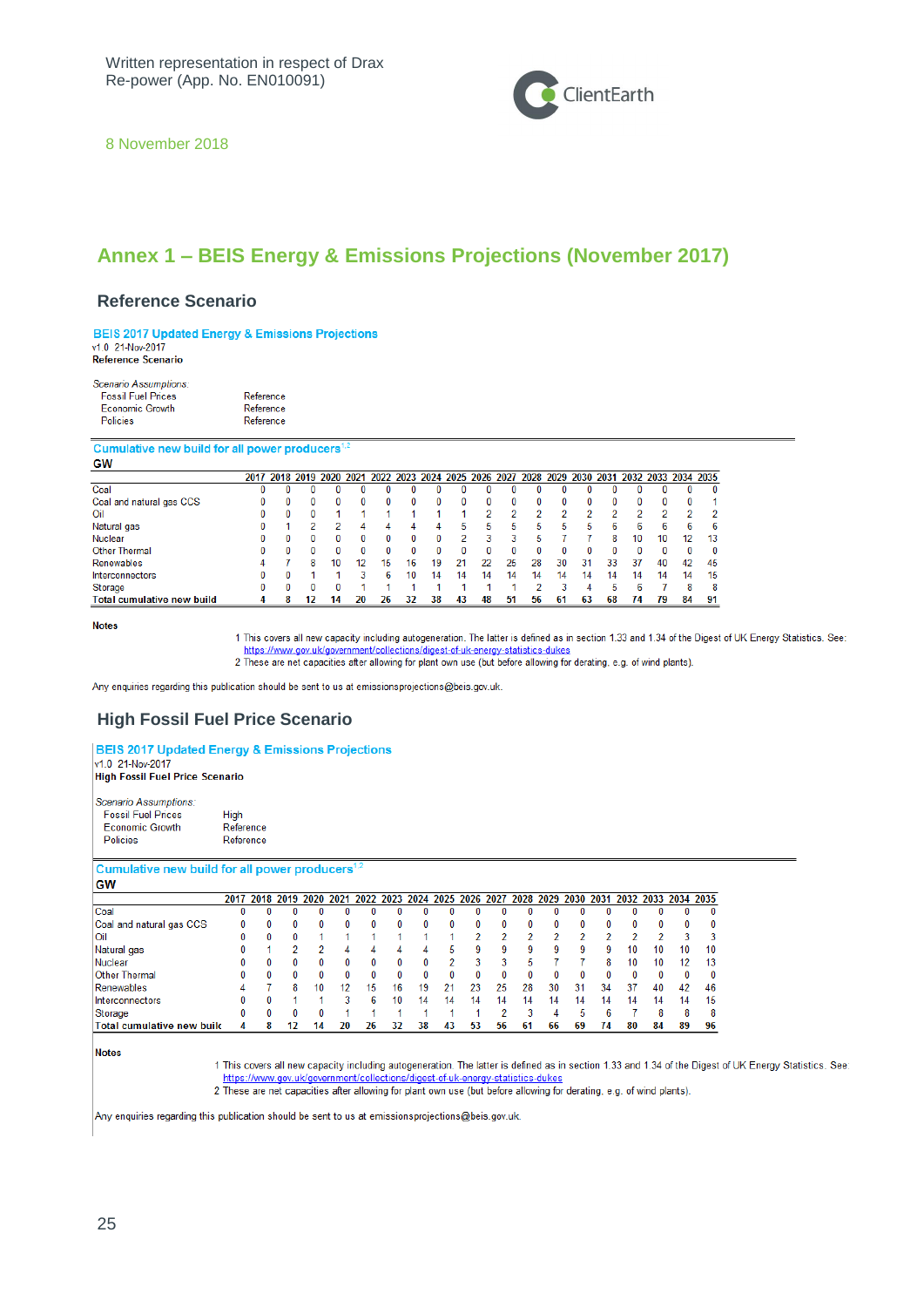Written representation in respect of Drax Re-power (App. No. EN010091)

8 November 2018

## Annex 1 – BEIS Energy & Emissions Projections (November 2017)

### Reference Scenario

**BEIS 2017 Updated Energy & Emissions Projections**
v1.0 21-Nov-2017
**Reference Scenario**

*Scenario Assumptions:*

| | |
|---|---|
| Fossil Fuel Prices | Reference |
| Economic Growth | Reference |
| Policies | Reference |

**Cumulative new build for all power producers**[1,2]
**GW**

| | 2017 | 2018 | 2019 | 2020 | 2021 | 2022 | 2023 | 2024 | 2025 | 2026 | 2027 | 2028 | 2029 | 2030 | 2031 | 2032 | 2033 | 2034 | 2035 |
|---|---|---|---|---|---|---|---|---|---|---|---|---|---|---|---|---|---|---|---|
| Coal | 0 | 0 | 0 | 0 | 0 | 0 | 0 | 0 | 0 | 0 | 0 | 0 | 0 | 0 | 0 | 0 | 0 | 0 | 0 |
| Coal and natural gas CCS | 0 | 0 | 0 | 0 | 0 | 0 | 0 | 0 | 0 | 0 | 0 | 0 | 0 | 0 | 0 | 0 | 0 | 0 | 1 |
| Oil | 0 | 0 | 0 | 1 | 1 | 1 | 1 | 1 | 1 | 2 | 2 | 2 | 2 | 2 | 2 | 2 | 2 | 2 | 2 |
| Natural gas | 0 | 1 | 2 | 2 | 4 | 4 | 4 | 4 | 5 | 5 | 5 | 5 | 5 | 5 | 6 | 6 | 6 | 6 | 6 |
| Nuclear | 0 | 0 | 0 | 0 | 0 | 0 | 0 | 0 | 2 | 3 | 3 | 5 | 7 | 7 | 8 | 10 | 10 | 12 | 13 |
| Other Thermal | 0 | 0 | 0 | 0 | 0 | 0 | 0 | 0 | 0 | 0 | 0 | 0 | 0 | 0 | 0 | 0 | 0 | 0 | 0 |
| Renewables | 4 | 7 | 8 | 10 | 12 | 15 | 16 | 19 | 21 | 22 | 25 | 28 | 30 | 31 | 33 | 37 | 40 | 42 | 45 |
| Interconnectors | 0 | 0 | 1 | 1 | 3 | 6 | 10 | 14 | 14 | 14 | 14 | 14 | 14 | 14 | 14 | 14 | 14 | 14 | 15 |
| Storage | 0 | 0 | 0 | 0 | 1 | 1 | 1 | 1 | 1 | 1 | 1 | 2 | 3 | 4 | 5 | 6 | 7 | 8 | 8 |
| **Total cumulative new build** | **4** | **8** | **12** | **14** | **20** | **26** | **32** | **38** | **43** | **48** | **51** | **56** | **61** | **63** | **68** | **74** | **79** | **84** | **91** |

**Notes**

1 This covers all new capacity including autogeneration. The latter is defined as in section 1.33 and 1.34 of the Digest of UK Energy Statistics. See: https://www.gov.uk/government/collections/digest-of-uk-energy-statistics-dukes
2 These are net capacities after allowing for plant own use (but before allowing for derating, e.g. of wind plants).

Any enquiries regarding this publication should be sent to us at emissionsprojections@beis.gov.uk.

### High Fossil Fuel Price Scenario

**BEIS 2017 Updated Energy & Emissions Projections**
v1.0 21-Nov-2017
**High Fossil Fuel Price Scenario**

*Scenario Assumptions:*

| | |
|---|---|
| Fossil Fuel Prices | High |
| Economic Growth | Reference |
| Policies | Reference |

**Cumulative new build for all power producers**[1,2]
**GW**

| | 2017 | 2018 | 2019 | 2020 | 2021 | 2022 | 2023 | 2024 | 2025 | 2026 | 2027 | 2028 | 2029 | 2030 | 2031 | 2032 | 2033 | 2034 | 2035 |
|---|---|---|---|---|---|---|---|---|---|---|---|---|---|---|---|---|---|---|---|
| Coal | 0 | 0 | 0 | 0 | 0 | 0 | 0 | 0 | 0 | 0 | 0 | 0 | 0 | 0 | 0 | 0 | 0 | 0 | 0 |
| Coal and natural gas CCS | 0 | 0 | 0 | 0 | 0 | 0 | 0 | 0 | 0 | 0 | 0 | 0 | 0 | 0 | 0 | 0 | 0 | 0 | 0 |
| Oil | 0 | 0 | 0 | 1 | 1 | 1 | 1 | 1 | 1 | 2 | 2 | 2 | 2 | 2 | 2 | 2 | 2 | 3 | 3 |
| Natural gas | 0 | 1 | 2 | 2 | 4 | 4 | 4 | 4 | 5 | 9 | 9 | 9 | 9 | 9 | 9 | 10 | 10 | 10 | 10 |
| Nuclear | 0 | 0 | 0 | 0 | 0 | 0 | 0 | 0 | 2 | 3 | 3 | 5 | 7 | 7 | 8 | 10 | 10 | 12 | 13 |
| Other Thermal | 0 | 0 | 0 | 0 | 0 | 0 | 0 | 0 | 0 | 0 | 0 | 0 | 0 | 0 | 0 | 0 | 0 | 0 | 0 |
| Renewables | 4 | 7 | 8 | 10 | 12 | 15 | 16 | 19 | 21 | 23 | 25 | 28 | 30 | 31 | 34 | 37 | 40 | 42 | 46 |
| Interconnectors | 0 | 0 | 1 | 1 | 3 | 6 | 10 | 14 | 14 | 14 | 14 | 14 | 14 | 14 | 14 | 14 | 14 | 14 | 15 |
| Storage | 0 | 0 | 0 | 0 | 1 | 1 | 1 | 1 | 1 | 1 | 2 | 3 | 4 | 5 | 6 | 7 | 8 | 8 | 8 |
| **Total cumulative new build** | **4** | **8** | **12** | **14** | **20** | **26** | **32** | **38** | **43** | **53** | **56** | **61** | **66** | **69** | **74** | **80** | **84** | **89** | **96** |

**Notes**

1 This covers all new capacity including autogeneration. The latter is defined as in section 1.33 and 1.34 of the Digest of UK Energy Statistics. See: https://www.gov.uk/government/collections/digest-of-uk-energy-statistics-dukes
2 These are net capacities after allowing for plant own use (but before allowing for derating, e.g. of wind plants).

Any enquiries regarding this publication should be sent to us at emissionsprojections@beis.gov.uk.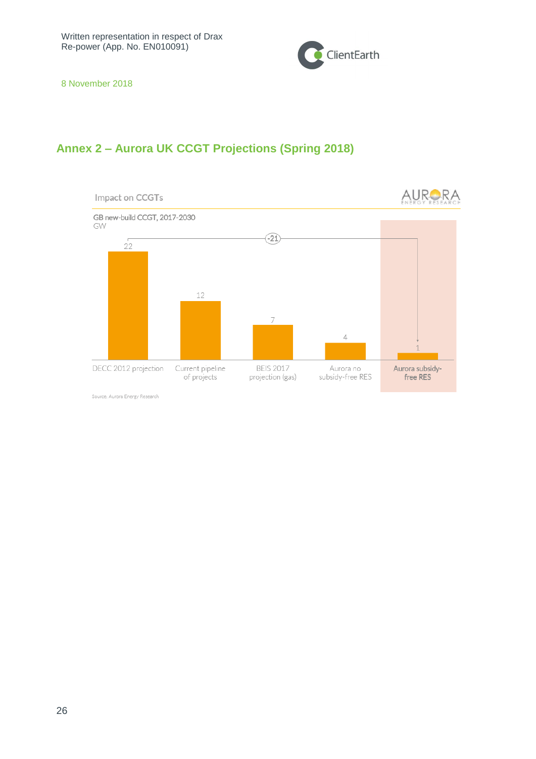## Annex 2 – Aurora UK CCGT Projections (Spring 2018)

Impact on CCGTs

GB new-build CCGT, 2017-2030
GW

| | GW |
|---|---|
| DECC 2012 projection | 22 |
| Current pipeline of projects | 12 |
| BEIS 2017 projection (gas) | 7 |
| Aurora no subsidy-free RES | 4 |
| Aurora subsidy-free RES | 1 |

-21

Source: Aurora Energy Research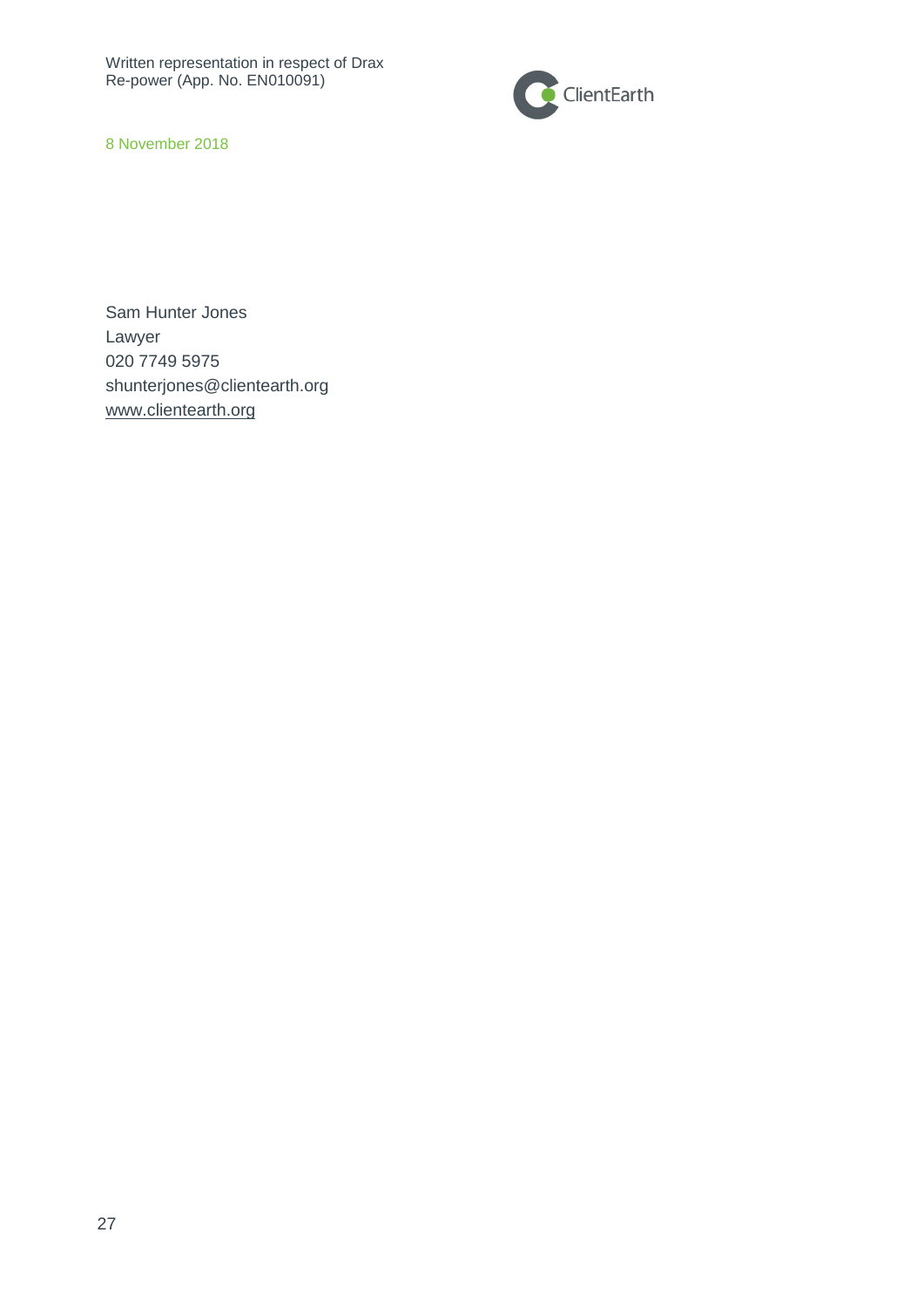Sam Hunter Jones
Lawyer
020 7749 5975
shunterjones@clientearth.org
www.clientearth.org